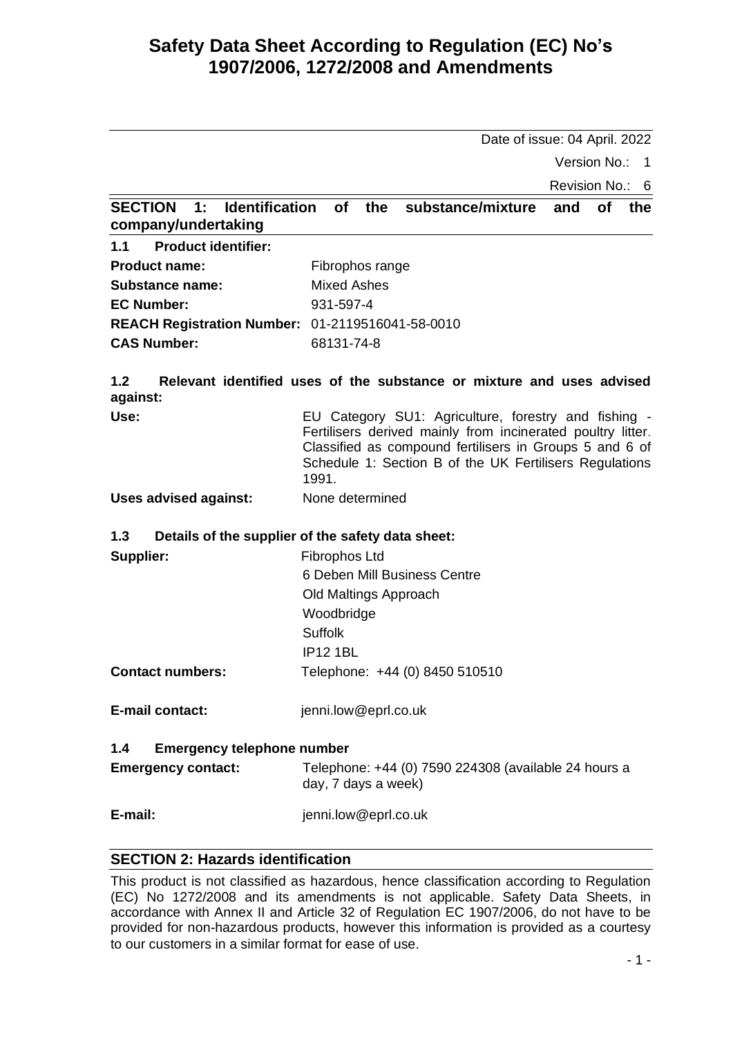# Safety Data Sheet According to Regulation (EC) No's 1907/2006, 1272/2008 and Amendments

Date of issue: 04 April. 2022

Version No.: 1

Revision No.: 6

## SECTION 1: Identification of the substance/mixture and of the company/undertaking

### 1.1 Product identifier:

| | |
|---|---|
| **Product name:** | Fibrophos range |
| **Substance name:** | Mixed Ashes |
| **EC Number:** | 931-597-4 |
| **REACH Registration Number:** | 01-2119516041-58-0010 |
| **CAS Number:** | 68131-74-8 |

### 1.2 Relevant identified uses of the substance or mixture and uses advised against:

| | |
|---|---|
| **Use:** | EU Category SU1: Agriculture, forestry and fishing - Fertilisers derived mainly from incinerated poultry litter. Classified as compound fertilisers in Groups 5 and 6 of Schedule 1: Section B of the UK Fertilisers Regulations 1991. |
| **Uses advised against:** | None determined |

### 1.3 Details of the supplier of the safety data sheet:

| | |
|---|---|
| **Supplier:** | Fibrophos Ltd<br>6 Deben Mill Business Centre<br>Old Maltings Approach<br>Woodbridge<br>Suffolk<br>IP12 1BL |
| **Contact numbers:** | Telephone: +44 (0) 8450 510510 |
| **E-mail contact:** | jenni.low@eprl.co.uk |

### 1.4 Emergency telephone number

| | |
|---|---|
| **Emergency contact:** | Telephone: +44 (0) 7590 224308 (available 24 hours a day, 7 days a week) |
| **E-mail:** | jenni.low@eprl.co.uk |

## SECTION 2: Hazards identification

This product is not classified as hazardous, hence classification according to Regulation (EC) No 1272/2008 and its amendments is not applicable. Safety Data Sheets, in accordance with Annex II and Article 32 of Regulation EC 1907/2006, do not have to be provided for non-hazardous products, however this information is provided as a courtesy to our customers in a similar format for ease of use.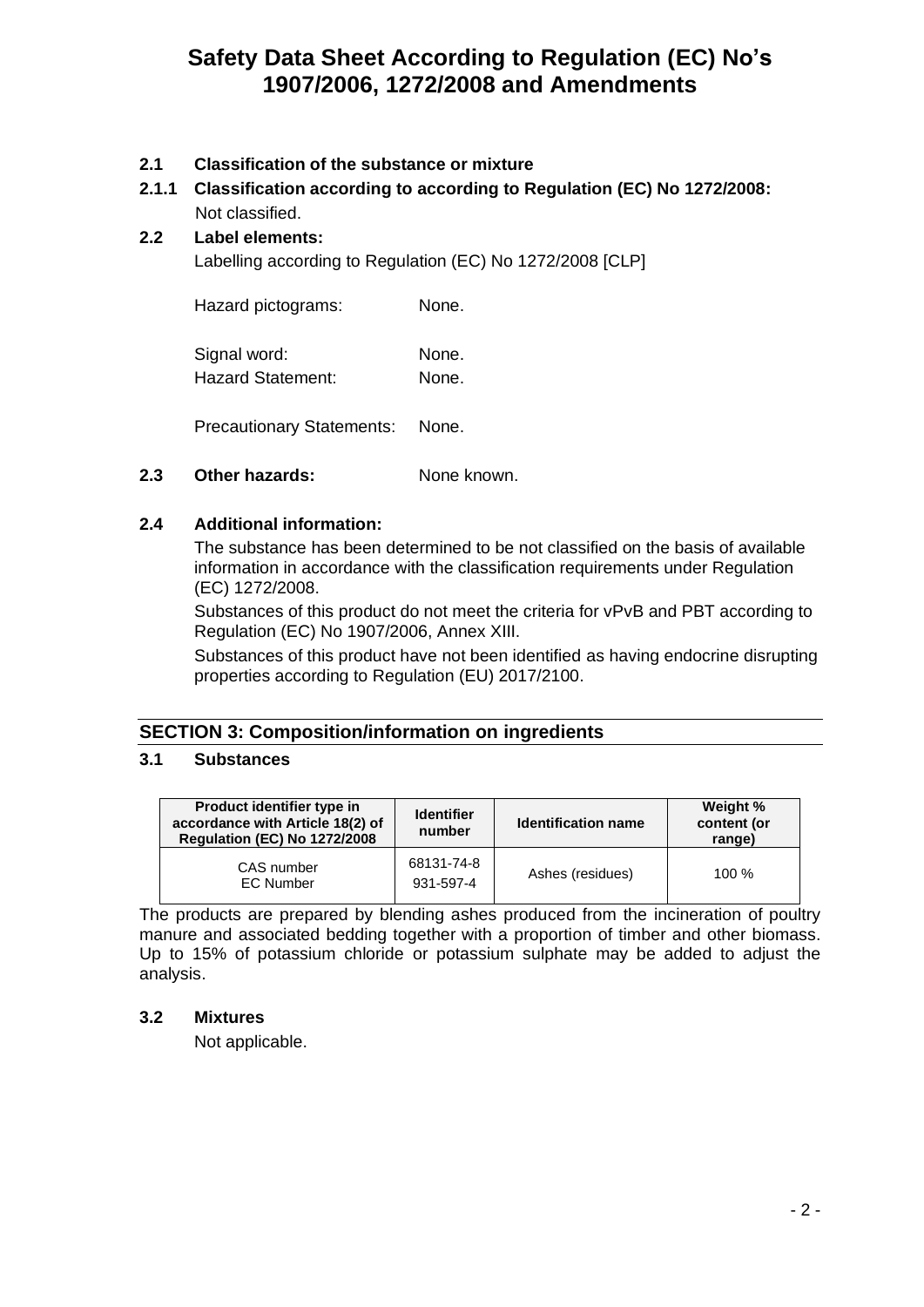### 2.1 Classification of the substance or mixture

### 2.1.1 Classification according to according to Regulation (EC) No 1272/2008:

Not classified.

### 2.2 Label elements:

Labelling according to Regulation (EC) No 1272/2008 [CLP]

Hazard pictograms: None.

Signal word: None.

Hazard Statement: None.

Precautionary Statements: None.

### 2.3 Other hazards: None known.

### 2.4 Additional information:

The substance has been determined to be not classified on the basis of available information in accordance with the classification requirements under Regulation (EC) 1272/2008.

Substances of this product do not meet the criteria for vPvB and PBT according to Regulation (EC) No 1907/2006, Annex XIII.

Substances of this product have not been identified as having endocrine disrupting properties according to Regulation (EU) 2017/2100.

## SECTION 3: Composition/information on ingredients

### 3.1 Substances

| Product identifier type in accordance with Article 18(2) of Regulation (EC) No 1272/2008 | Identifier number | Identification name | Weight % content (or range) |
|---|---|---|---|
| CAS number<br>EC Number | 68131-74-8<br>931-597-4 | Ashes (residues) | 100 % |

The products are prepared by blending ashes produced from the incineration of poultry manure and associated bedding together with a proportion of timber and other biomass. Up to 15% of potassium chloride or potassium sulphate may be added to adjust the analysis.

### 3.2 Mixtures

Not applicable.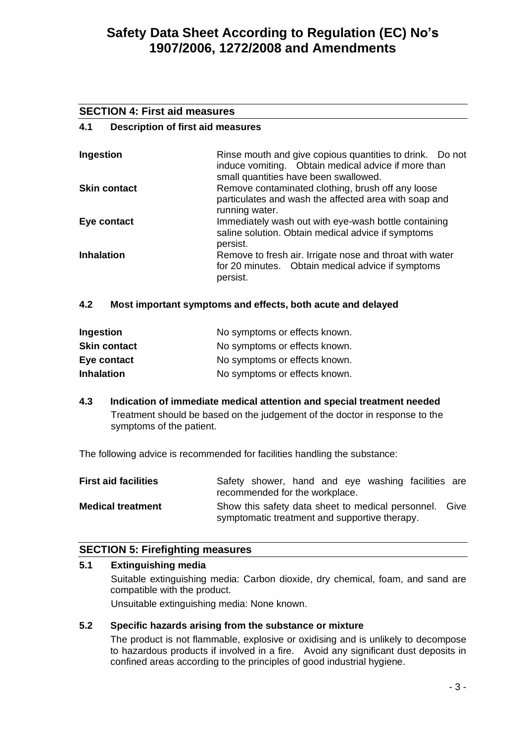## SECTION 4: First aid measures

### 4.1 Description of first aid measures

| | |
|---|---|
| **Ingestion** | Rinse mouth and give copious quantities to drink. Do not induce vomiting. Obtain medical advice if more than small quantities have been swallowed. |
| **Skin contact** | Remove contaminated clothing, brush off any loose particulates and wash the affected area with soap and running water. |
| **Eye contact** | Immediately wash out with eye-wash bottle containing saline solution. Obtain medical advice if symptoms persist. |
| **Inhalation** | Remove to fresh air. Irrigate nose and throat with water for 20 minutes. Obtain medical advice if symptoms persist. |

### 4.2 Most important symptoms and effects, both acute and delayed

| | |
|---|---|
| **Ingestion** | No symptoms or effects known. |
| **Skin contact** | No symptoms or effects known. |
| **Eye contact** | No symptoms or effects known. |
| **Inhalation** | No symptoms or effects known. |

### 4.3 Indication of immediate medical attention and special treatment needed

Treatment should be based on the judgement of the doctor in response to the symptoms of the patient.

The following advice is recommended for facilities handling the substance:

| | |
|---|---|
| **First aid facilities** | Safety shower, hand and eye washing facilities are recommended for the workplace. |
| **Medical treatment** | Show this safety data sheet to medical personnel. Give symptomatic treatment and supportive therapy. |

## SECTION 5: Firefighting measures

### 5.1 Extinguishing media

Suitable extinguishing media: Carbon dioxide, dry chemical, foam, and sand are compatible with the product.

Unsuitable extinguishing media: None known.

### 5.2 Specific hazards arising from the substance or mixture

The product is not flammable, explosive or oxidising and is unlikely to decompose to hazardous products if involved in a fire. Avoid any significant dust deposits in confined areas according to the principles of good industrial hygiene.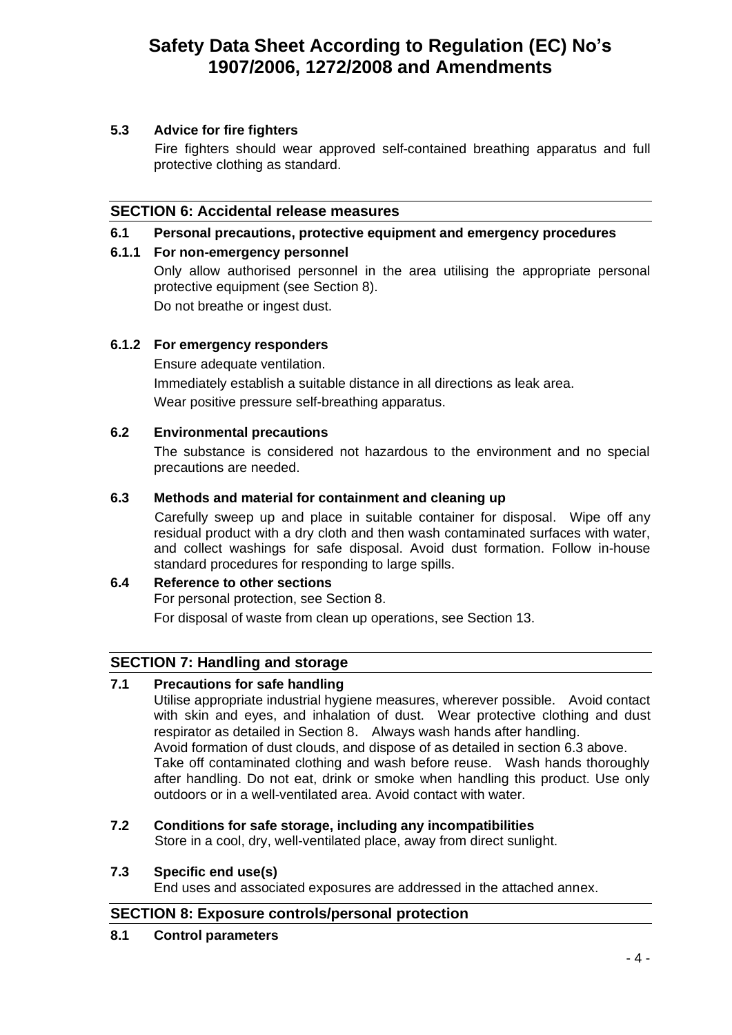### 5.3 Advice for fire fighters

Fire fighters should wear approved self-contained breathing apparatus and full protective clothing as standard.

## SECTION 6: Accidental release measures

### 6.1 Personal precautions, protective equipment and emergency procedures

#### 6.1.1 For non-emergency personnel

Only allow authorised personnel in the area utilising the appropriate personal protective equipment (see Section 8).

Do not breathe or ingest dust.

#### 6.1.2 For emergency responders

Ensure adequate ventilation.

Immediately establish a suitable distance in all directions as leak area.

Wear positive pressure self-breathing apparatus.

### 6.2 Environmental precautions

The substance is considered not hazardous to the environment and no special precautions are needed.

### 6.3 Methods and material for containment and cleaning up

Carefully sweep up and place in suitable container for disposal. Wipe off any residual product with a dry cloth and then wash contaminated surfaces with water, and collect washings for safe disposal. Avoid dust formation. Follow in-house standard procedures for responding to large spills.

### 6.4 Reference to other sections

For personal protection, see Section 8.

For disposal of waste from clean up operations, see Section 13.

## SECTION 7: Handling and storage

### 7.1 Precautions for safe handling

Utilise appropriate industrial hygiene measures, wherever possible. Avoid contact with skin and eyes, and inhalation of dust. Wear protective clothing and dust respirator as detailed in Section 8. Always wash hands after handling.
Avoid formation of dust clouds, and dispose of as detailed in section 6.3 above.
Take off contaminated clothing and wash before reuse. Wash hands thoroughly after handling. Do not eat, drink or smoke when handling this product. Use only outdoors or in a well-ventilated area. Avoid contact with water.

### 7.2 Conditions for safe storage, including any incompatibilities

Store in a cool, dry, well-ventilated place, away from direct sunlight.

### 7.3 Specific end use(s)

End uses and associated exposures are addressed in the attached annex.

## SECTION 8: Exposure controls/personal protection

### 8.1 Control parameters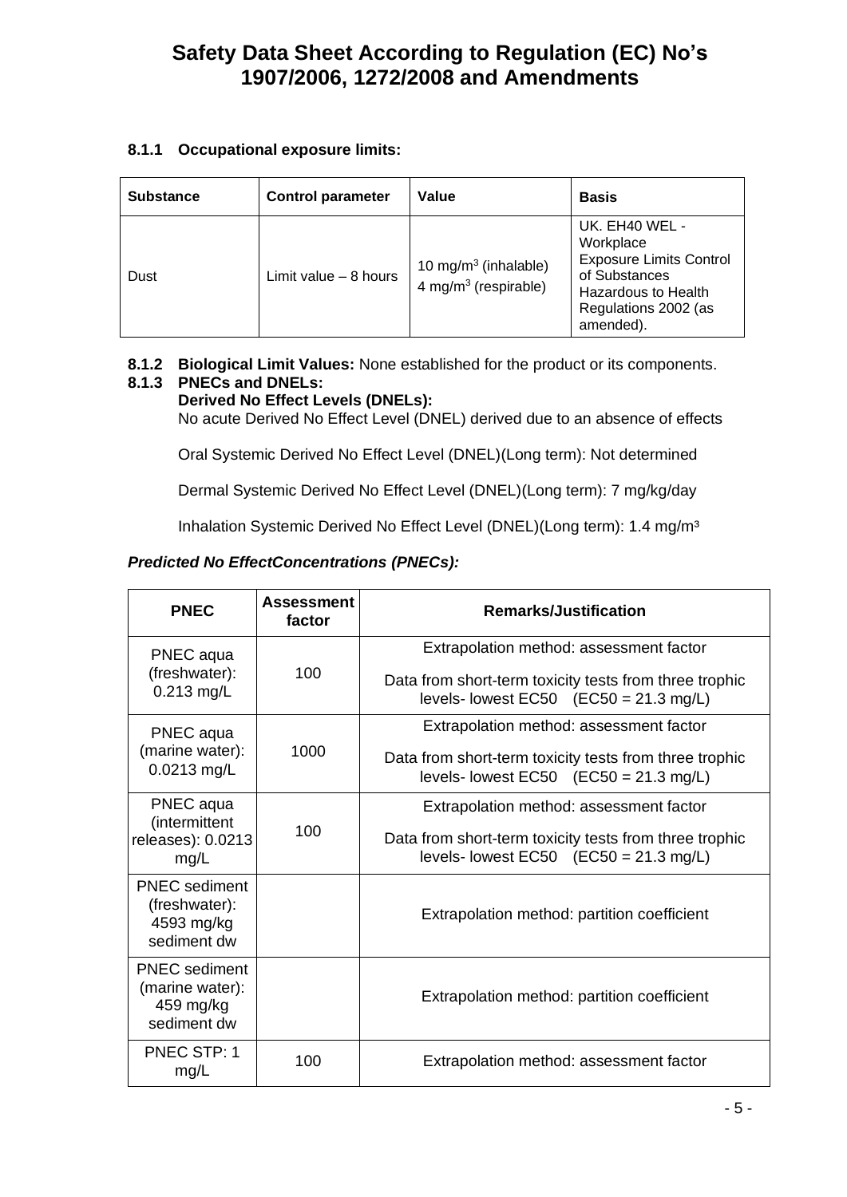### 8.1.1 Occupational exposure limits:

| Substance | Control parameter | Value | Basis |
|---|---|---|---|
| Dust | Limit value – 8 hours | 10 mg/m$^3$ (inhalable)<br>4 mg/m$^3$ (respirable) | UK. EH40 WEL - Workplace Exposure Limits Control of Substances Hazardous to Health Regulations 2002 (as amended). |

**8.1.2 Biological Limit Values:** None established for the product or its components.

**8.1.3 PNECs and DNELs:**

**Derived No Effect Levels (DNELs):**

No acute Derived No Effect Level (DNEL) derived due to an absence of effects

Oral Systemic Derived No Effect Level (DNEL)(Long term): Not determined

Dermal Systemic Derived No Effect Level (DNEL)(Long term): 7 mg/kg/day

Inhalation Systemic Derived No Effect Level (DNEL)(Long term): 1.4 mg/m$^3$

***Predicted No EffectConcentrations (PNECs):***

| PNEC | Assessment factor | Remarks/Justification |
|---|---|---|
| PNEC aqua (freshwater): 0.213 mg/L | 100 | Extrapolation method: assessment factor<br>Data from short-term toxicity tests from three trophic levels- lowest EC50 (EC50 = 21.3 mg/L) |
| PNEC aqua (marine water): 0.0213 mg/L | 1000 | Extrapolation method: assessment factor<br>Data from short-term toxicity tests from three trophic levels- lowest EC50 (EC50 = 21.3 mg/L) |
| PNEC aqua (intermittent releases): 0.0213 mg/L | 100 | Extrapolation method: assessment factor<br>Data from short-term toxicity tests from three trophic levels- lowest EC50 (EC50 = 21.3 mg/L) |
| PNEC sediment (freshwater): 4593 mg/kg sediment dw | | Extrapolation method: partition coefficient |
| PNEC sediment (marine water): 459 mg/kg sediment dw | | Extrapolation method: partition coefficient |
| PNEC STP: 1 mg/L | 100 | Extrapolation method: assessment factor |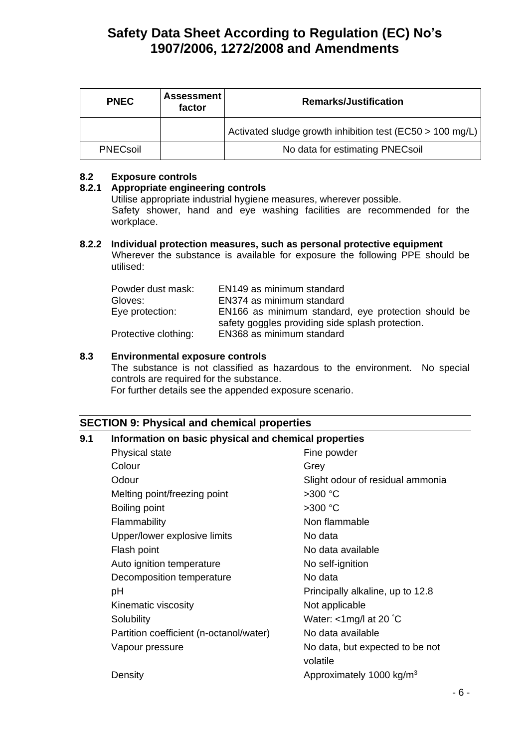| PNEC | Assessment factor | Remarks/Justification |
|---|---|---|
| | | Activated sludge growth inhibition test (EC50 > 100 mg/L) |
| PNECsoil | | No data for estimating PNECsoil |

### 8.2 Exposure controls

#### 8.2.1 Appropriate engineering controls

Utilise appropriate industrial hygiene measures, wherever possible.
Safety shower, hand and eye washing facilities are recommended for the workplace.

#### 8.2.2 Individual protection measures, such as personal protective equipment

Wherever the substance is available for exposure the following PPE should be utilised:

| | |
|---|---|
| Powder dust mask: | EN149 as minimum standard |
| Gloves: | EN374 as minimum standard |
| Eye protection: | EN166 as minimum standard, eye protection should be safety goggles providing side splash protection. |
| Protective clothing: | EN368 as minimum standard |

### 8.3 Environmental exposure controls

The substance is not classified as hazardous to the environment. No special controls are required for the substance.
For further details see the appended exposure scenario.

## SECTION 9: Physical and chemical properties

### 9.1 Information on basic physical and chemical properties

| | |
|---|---|
| Physical state | Fine powder |
| Colour | Grey |
| Odour | Slight odour of residual ammonia |
| Melting point/freezing point | >300 °C |
| Boiling point | >300 °C |
| Flammability | Non flammable |
| Upper/lower explosive limits | No data |
| Flash point | No data available |
| Auto ignition temperature | No self-ignition |
| Decomposition temperature | No data |
| pH | Principally alkaline, up to 12.8 |
| Kinematic viscosity | Not applicable |
| Solubility | Water: <1mg/l at 20 °C |
| Partition coefficient (n-octanol/water) | No data available |
| Vapour pressure | No data, but expected to be not volatile |
| Density | Approximately 1000 kg/m$^3$ |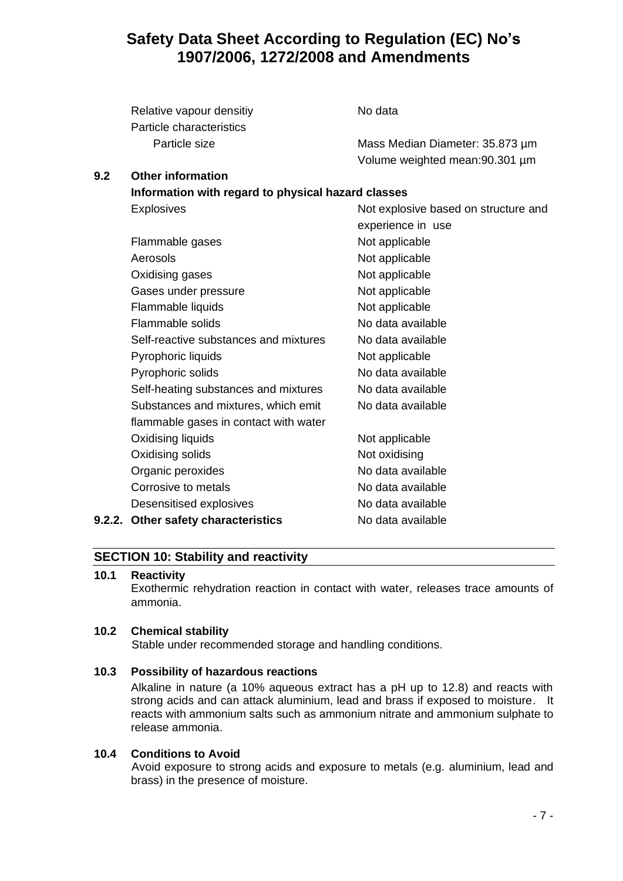| | |
|---|---|
| Relative vapour densitiy | No data |
| Particle characteristics | |
| Particle size | Mass Median Diameter: 35.873 µm<br>Volume weighted mean:90.301 µm |

## 9.2 Other information

**Information with regard to physical hazard classes**

| | |
|---|---|
| Explosives | Not explosive based on structure and experience in use |
| Flammable gases | Not applicable |
| Aerosols | Not applicable |
| Oxidising gases | Not applicable |
| Gases under pressure | Not applicable |
| Flammable liquids | Not applicable |
| Flammable solids | No data available |
| Self-reactive substances and mixtures | No data available |
| Pyrophoric liquids | Not applicable |
| Pyrophoric solids | No data available |
| Self-heating substances and mixtures | No data available |
| Substances and mixtures, which emit flammable gases in contact with water | No data available |
| Oxidising liquids | Not applicable |
| Oxidising solids | Not oxidising |
| Organic peroxides | No data available |
| Corrosive to metals | No data available |
| Desensitised explosives | No data available |

**9.2.2. Other safety characteristics** No data available

## SECTION 10: Stability and reactivity

### 10.1 Reactivity

Exothermic rehydration reaction in contact with water, releases trace amounts of ammonia.

### 10.2 Chemical stability

Stable under recommended storage and handling conditions.

### 10.3 Possibility of hazardous reactions

Alkaline in nature (a 10% aqueous extract has a pH up to 12.8) and reacts with strong acids and can attack aluminium, lead and brass if exposed to moisture. It reacts with ammonium salts such as ammonium nitrate and ammonium sulphate to release ammonia.

### 10.4 Conditions to Avoid

Avoid exposure to strong acids and exposure to metals (e.g. aluminium, lead and brass) in the presence of moisture.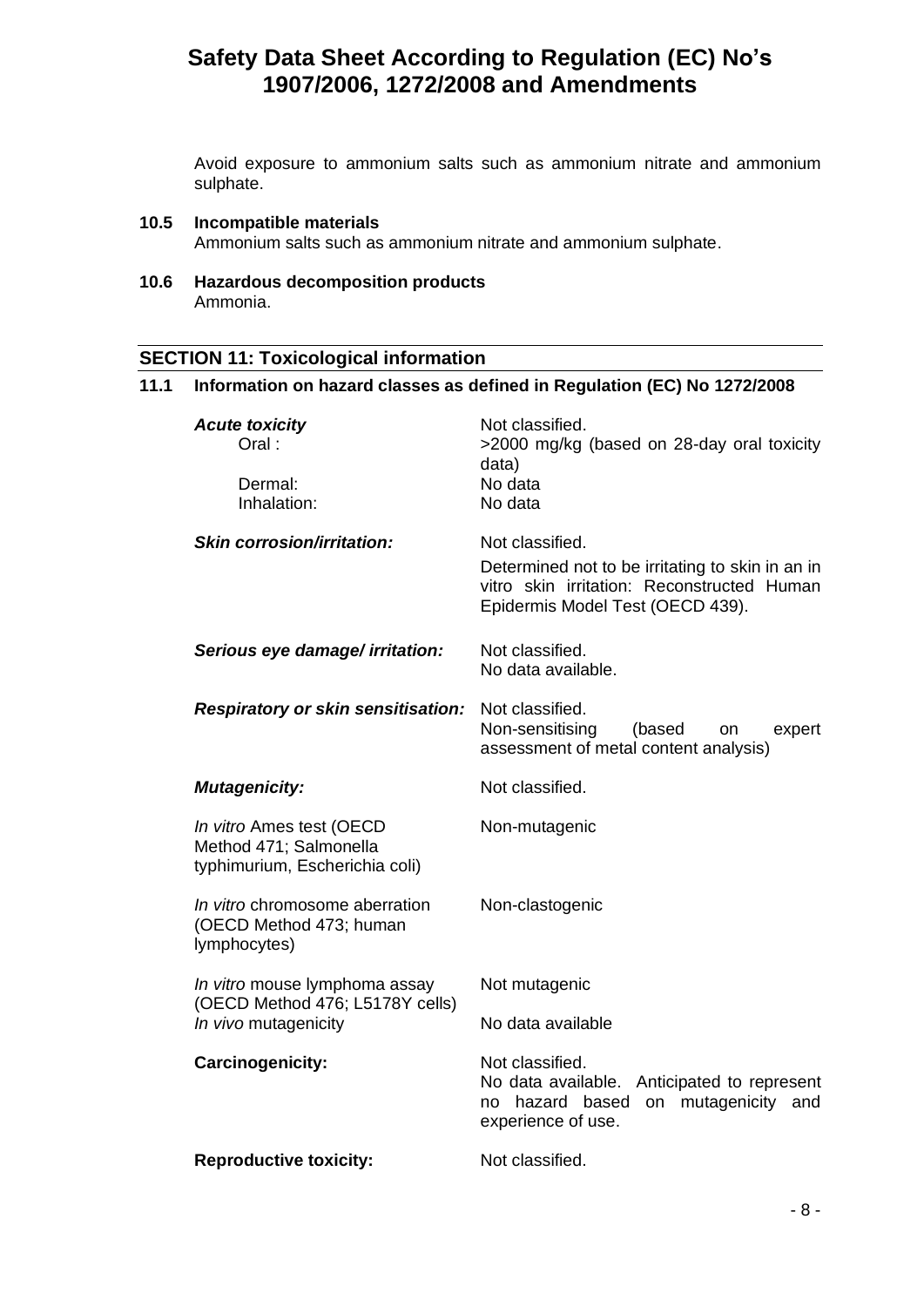Avoid exposure to ammonium salts such as ammonium nitrate and ammonium sulphate.

**10.5 Incompatible materials**

Ammonium salts such as ammonium nitrate and ammonium sulphate.

**10.6 Hazardous decomposition products**

Ammonia.

## SECTION 11: Toxicological information

**11.1 Information on hazard classes as defined in Regulation (EC) No 1272/2008**

| | |
|---|---|
| ***Acute toxicity*** | Not classified. |
| Oral : | >2000 mg/kg (based on 28-day oral toxicity data) |
| Dermal: | No data |
| Inhalation: | No data |
| ***Skin corrosion/irritation:*** | Not classified.<br>Determined not to be irritating to skin in an in vitro skin irritation: Reconstructed Human Epidermis Model Test (OECD 439). |
| ***Serious eye damage/ irritation:*** | Not classified.<br>No data available. |
| ***Respiratory or skin sensitisation:*** | Not classified.<br>Non-sensitising (based on expert assessment of metal content analysis) |
| ***Mutagenicity:*** | Not classified. |
| *In vitro* Ames test (OECD Method 471; Salmonella typhimurium, Escherichia coli) | Non-mutagenic |
| *In vitro* chromosome aberration (OECD Method 473; human lymphocytes) | Non-clastogenic |
| *In vitro* mouse lymphoma assay (OECD Method 476; L5178Y cells) | Not mutagenic |
| *In vivo* mutagenicity | No data available |
| **Carcinogenicity:** | Not classified.<br>No data available. Anticipated to represent no hazard based on mutagenicity and experience of use. |
| **Reproductive toxicity:** | Not classified. |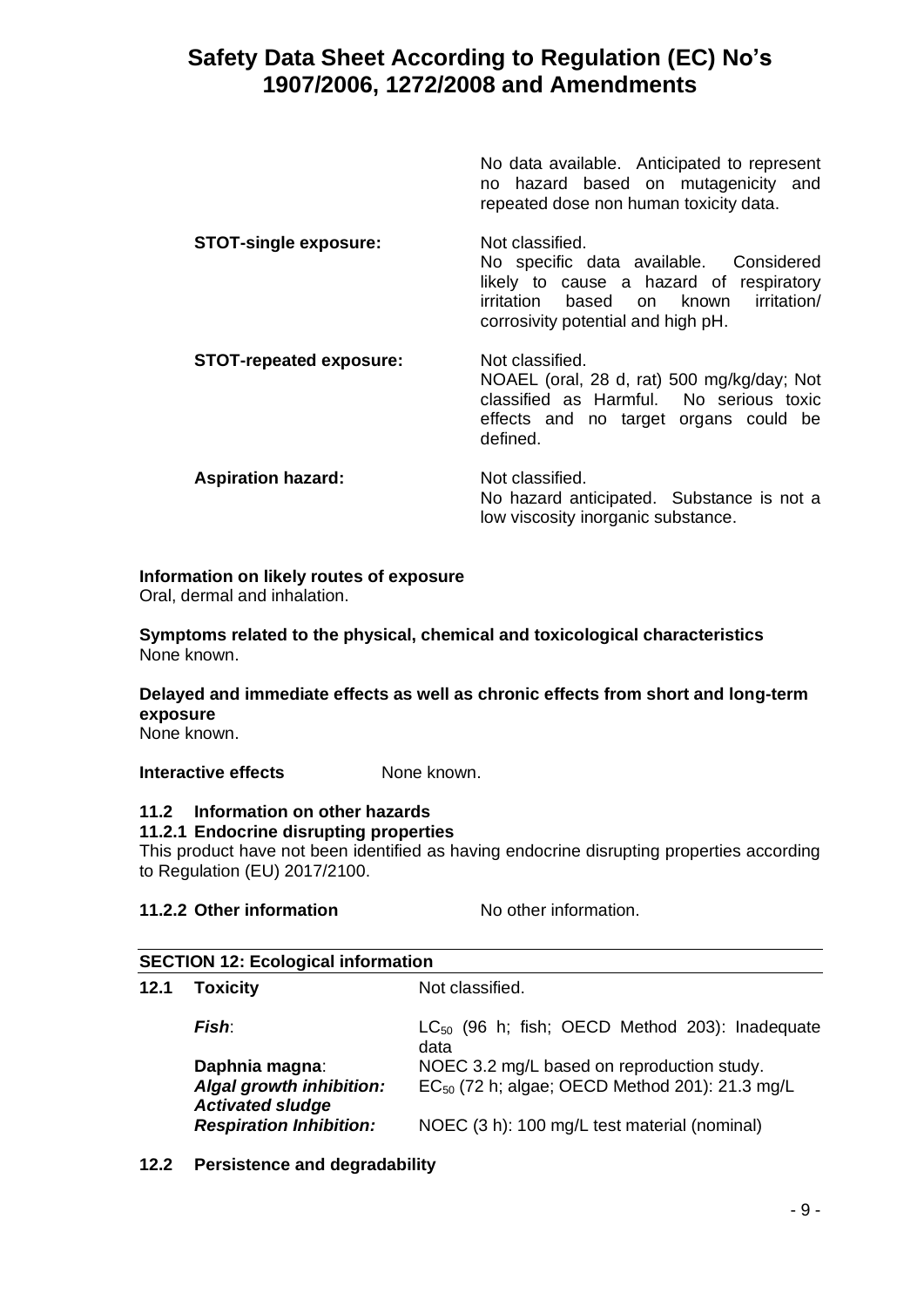| | |
|---|---|
| | No data available. Anticipated to represent no hazard based on mutagenicity and repeated dose non human toxicity data. |
| **STOT-single exposure:** | Not classified.<br>No specific data available. Considered likely to cause a hazard of respiratory irritation based on known irritation/ corrosivity potential and high pH. |
| **STOT-repeated exposure:** | Not classified.<br>NOAEL (oral, 28 d, rat) 500 mg/kg/day; Not classified as Harmful. No serious toxic effects and no target organs could be defined. |
| **Aspiration hazard:** | Not classified.<br>No hazard anticipated. Substance is not a low viscosity inorganic substance. |

**Information on likely routes of exposure**
Oral, dermal and inhalation.

**Symptoms related to the physical, chemical and toxicological characteristics**
None known.

**Delayed and immediate effects as well as chronic effects from short and long-term exposure**
None known.

**Interactive effects** None known.

### 11.2 Information on other hazards

#### 11.2.1 Endocrine disrupting properties

This product have not been identified as having endocrine disrupting properties according to Regulation (EU) 2017/2100.

**11.2.2 Other information** No other information.

## SECTION 12: Ecological information

| | | |
|---|---|---|
| **12.1** | **Toxicity** | Not classified. |
| | ***Fish***: | $LC_{50}$ (96 h; fish; OECD Method 203): Inadequate data |
| | **Daphnia magna**: | NOEC 3.2 mg/L based on reproduction study. |
| | ***Algal growth inhibition:*** | $EC_{50}$ (72 h; algae; OECD Method 201): 21.3 mg/L |
| | ***Activated sludge Respiration Inhibition:*** | NOEC (3 h): 100 mg/L test material (nominal) |

### 12.2 Persistence and degradability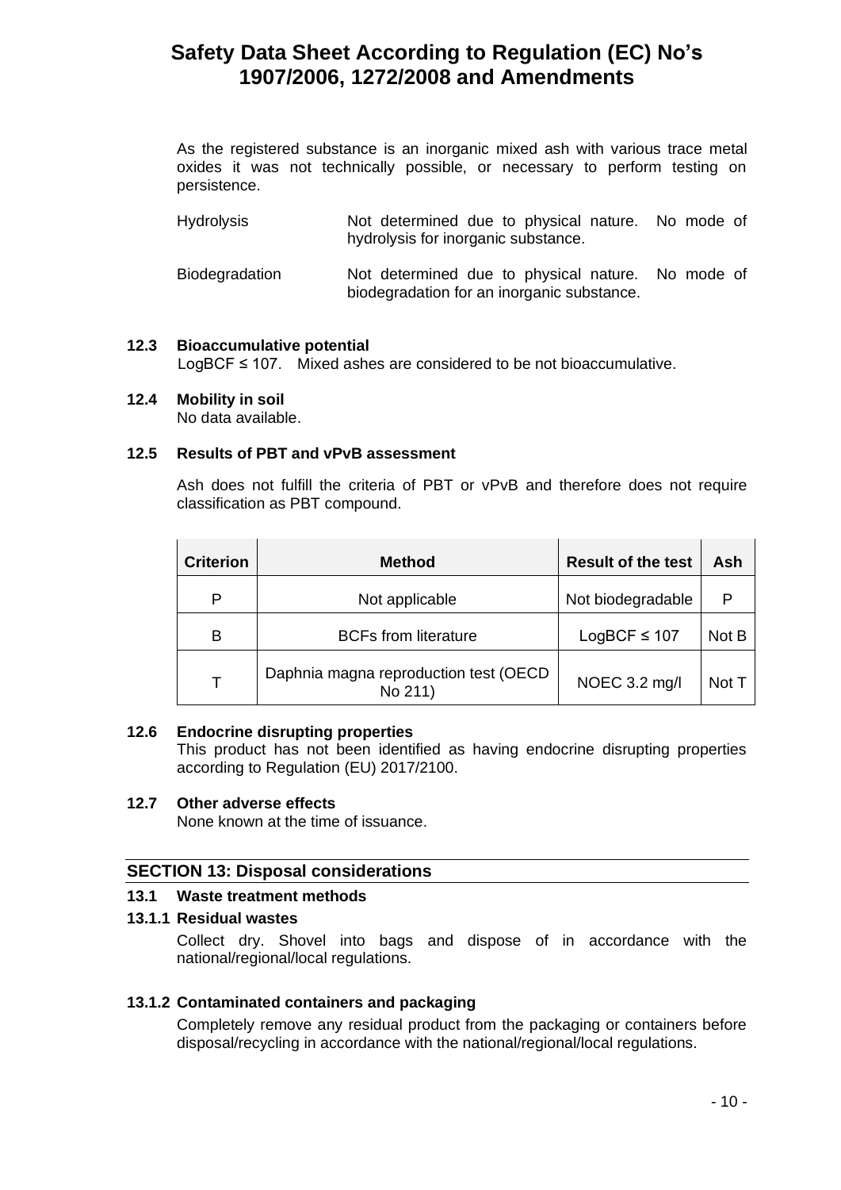As the registered substance is an inorganic mixed ash with various trace metal oxides it was not technically possible, or necessary to perform testing on persistence.

| | |
|---|---|
| Hydrolysis | Not determined due to physical nature. No mode of hydrolysis for inorganic substance. |
| Biodegradation | Not determined due to physical nature. No mode of biodegradation for an inorganic substance. |

### 12.3 Bioaccumulative potential

LogBCF ≤ 107. Mixed ashes are considered to be not bioaccumulative.

### 12.4 Mobility in soil

No data available.

### 12.5 Results of PBT and vPvB assessment

Ash does not fulfill the criteria of PBT or vPvB and therefore does not require classification as PBT compound.

| Criterion | Method | Result of the test | Ash |
|---|---|---|---|
| P | Not applicable | Not biodegradable | P |
| B | BCFs from literature | LogBCF ≤ 107 | Not B |
| T | Daphnia magna reproduction test (OECD No 211) | NOEC 3.2 mg/l | Not T |

### 12.6 Endocrine disrupting properties

This product has not been identified as having endocrine disrupting properties according to Regulation (EU) 2017/2100.

### 12.7 Other adverse effects

None known at the time of issuance.

## SECTION 13: Disposal considerations

### 13.1 Waste treatment methods

#### 13.1.1 Residual wastes

Collect dry. Shovel into bags and dispose of in accordance with the national/regional/local regulations.

#### 13.1.2 Contaminated containers and packaging

Completely remove any residual product from the packaging or containers before disposal/recycling in accordance with the national/regional/local regulations.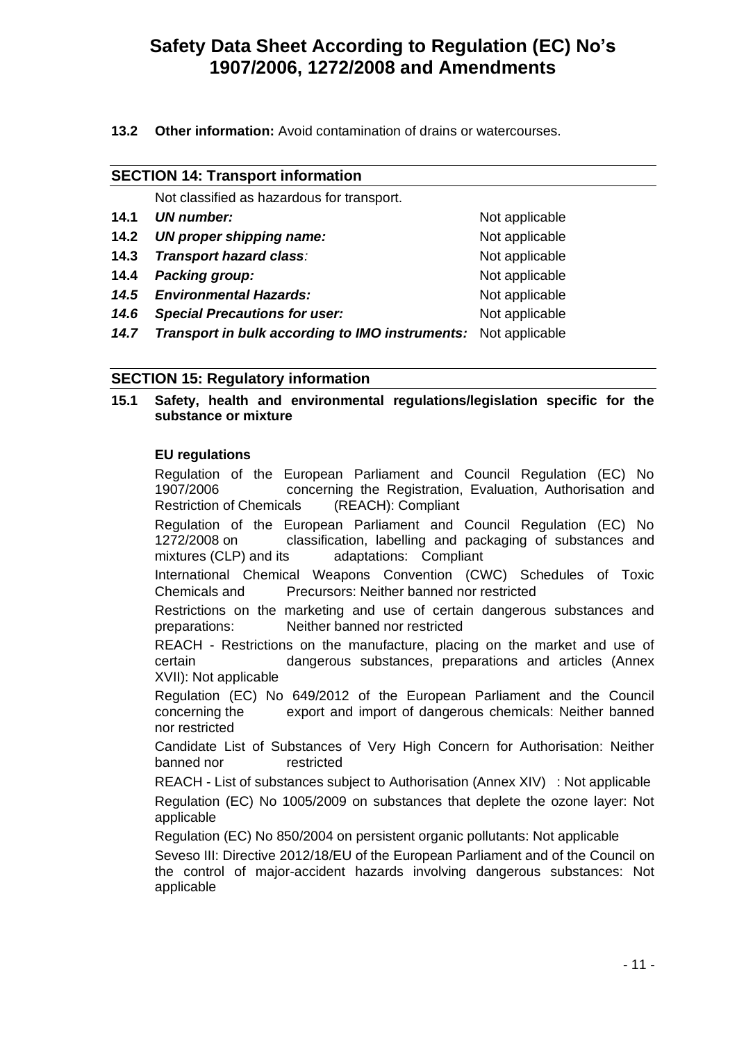**13.2 Other information:** Avoid contamination of drains or watercourses.

## SECTION 14: Transport information

Not classified as hazardous for transport.

| | | |
|---|---|---|
| **14.1** | ***UN number:*** | Not applicable |
| **14.2** | ***UN proper shipping name:*** | Not applicable |
| **14.3** | ***Transport hazard class:*** | Not applicable |
| **14.4** | ***Packing group:*** | Not applicable |
| ***14.5*** | ***Environmental Hazards:*** | Not applicable |
| ***14.6*** | ***Special Precautions for user:*** | Not applicable |
| ***14.7*** | ***Transport in bulk according to IMO instruments:*** | Not applicable |

## SECTION 15: Regulatory information

**15.1 Safety, health and environmental regulations/legislation specific for the substance or mixture**

**EU regulations**

Regulation of the European Parliament and Council Regulation (EC) No 1907/2006 concerning the Registration, Evaluation, Authorisation and Restriction of Chemicals (REACH): Compliant

Regulation of the European Parliament and Council Regulation (EC) No 1272/2008 on classification, labelling and packaging of substances and mixtures (CLP) and its adaptations: Compliant

International Chemical Weapons Convention (CWC) Schedules of Toxic Chemicals and Precursors: Neither banned nor restricted

Restrictions on the marketing and use of certain dangerous substances and preparations: Neither banned nor restricted

REACH - Restrictions on the manufacture, placing on the market and use of certain dangerous substances, preparations and articles (Annex XVII): Not applicable

Regulation (EC) No 649/2012 of the European Parliament and the Council concerning the export and import of dangerous chemicals: Neither banned nor restricted

Candidate List of Substances of Very High Concern for Authorisation: Neither banned nor restricted

REACH - List of substances subject to Authorisation (Annex XIV) : Not applicable

Regulation (EC) No 1005/2009 on substances that deplete the ozone layer: Not applicable

Regulation (EC) No 850/2004 on persistent organic pollutants: Not applicable

Seveso III: Directive 2012/18/EU of the European Parliament and of the Council on the control of major-accident hazards involving dangerous substances: Not applicable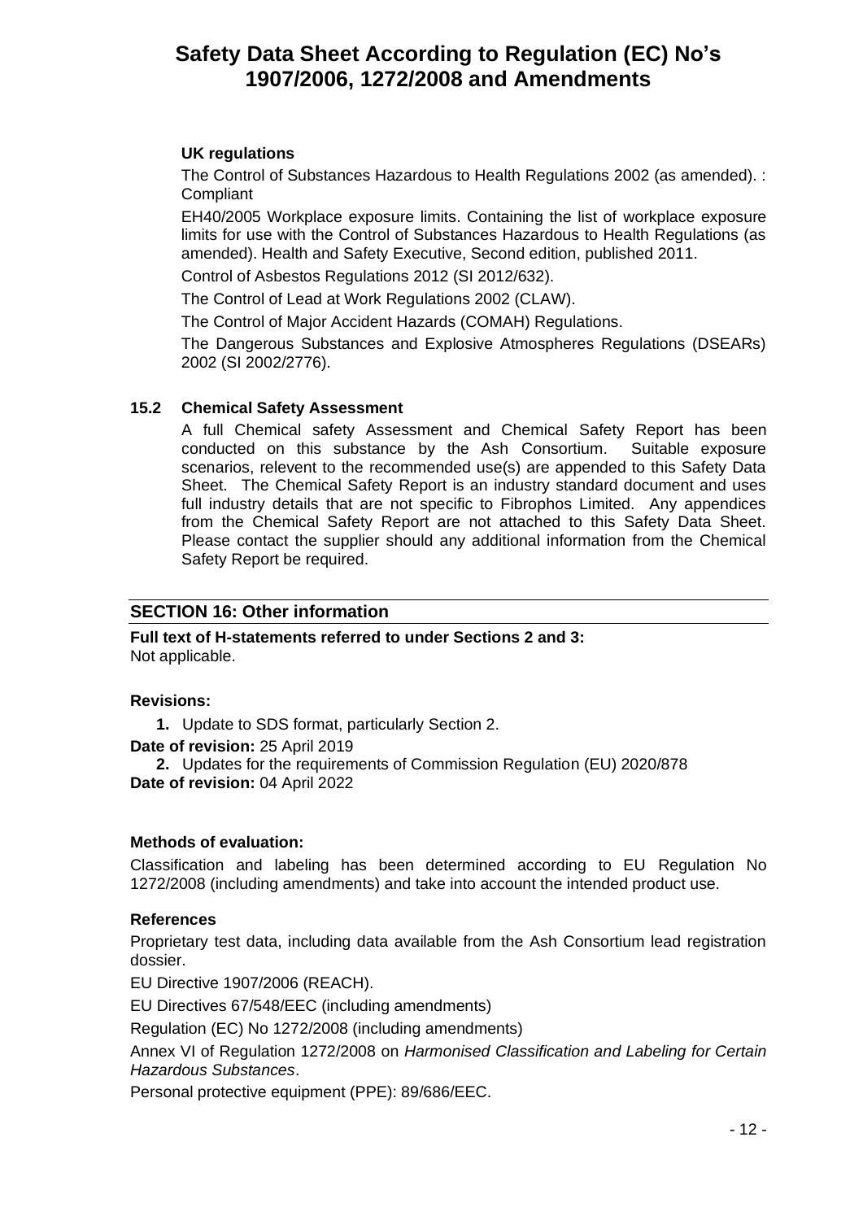### UK regulations

The Control of Substances Hazardous to Health Regulations 2002 (as amended). : Compliant

EH40/2005 Workplace exposure limits. Containing the list of workplace exposure limits for use with the Control of Substances Hazardous to Health Regulations (as amended). Health and Safety Executive, Second edition, published 2011.

Control of Asbestos Regulations 2012 (SI 2012/632).

The Control of Lead at Work Regulations 2002 (CLAW).

The Control of Major Accident Hazards (COMAH) Regulations.

The Dangerous Substances and Explosive Atmospheres Regulations (DSEARs) 2002 (SI 2002/2776).

### 15.2 Chemical Safety Assessment

A full Chemical safety Assessment and Chemical Safety Report has been conducted on this substance by the Ash Consortium. Suitable exposure scenarios, relevent to the recommended use(s) are appended to this Safety Data Sheet. The Chemical Safety Report is an industry standard document and uses full industry details that are not specific to Fibrophos Limited. Any appendices from the Chemical Safety Report are not attached to this Safety Data Sheet. Please contact the supplier should any additional information from the Chemical Safety Report be required.

## SECTION 16: Other information

**Full text of H-statements referred to under Sections 2 and 3:**
Not applicable.

**Revisions:**

1. Update to SDS format, particularly Section 2.

**Date of revision:** 25 April 2019

2. Updates for the requirements of Commission Regulation (EU) 2020/878

**Date of revision:** 04 April 2022

**Methods of evaluation:**

Classification and labeling has been determined according to EU Regulation No 1272/2008 (including amendments) and take into account the intended product use.

**References**

Proprietary test data, including data available from the Ash Consortium lead registration dossier.

EU Directive 1907/2006 (REACH).

EU Directives 67/548/EEC (including amendments)

Regulation (EC) No 1272/2008 (including amendments)

Annex VI of Regulation 1272/2008 on *Harmonised Classification and Labeling for Certain Hazardous Substances*.

Personal protective equipment (PPE): 89/686/EEC.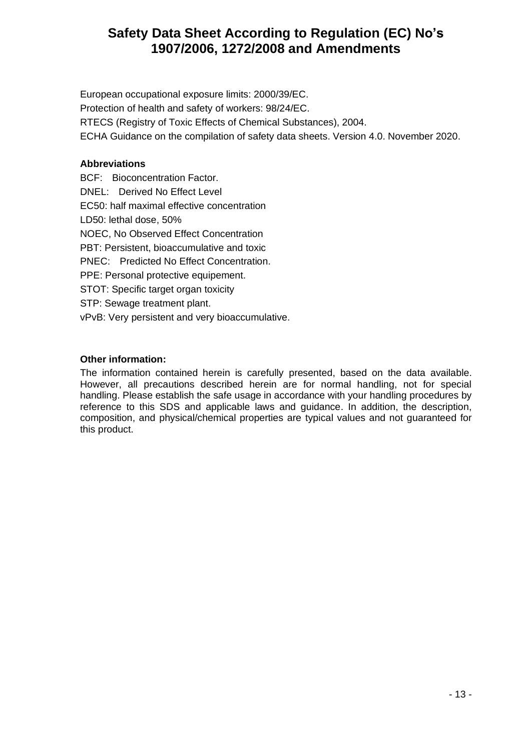European occupational exposure limits: 2000/39/EC.

Protection of health and safety of workers: 98/24/EC.

RTECS (Registry of Toxic Effects of Chemical Substances), 2004.

ECHA Guidance on the compilation of safety data sheets. Version 4.0. November 2020.

**Abbreviations**

BCF: Bioconcentration Factor.

DNEL: Derived No Effect Level

EC50: half maximal effective concentration

LD50: lethal dose, 50%

NOEC, No Observed Effect Concentration

PBT: Persistent, bioaccumulative and toxic

PNEC: Predicted No Effect Concentration.

PPE: Personal protective equipement.

STOT: Specific target organ toxicity

STP: Sewage treatment plant.

vPvB: Very persistent and very bioaccumulative.

**Other information:**

The information contained herein is carefully presented, based on the data available. However, all precautions described herein are for normal handling, not for special handling. Please establish the safe usage in accordance with your handling procedures by reference to this SDS and applicable laws and guidance. In addition, the description, composition, and physical/chemical properties are typical values and not guaranteed for this product.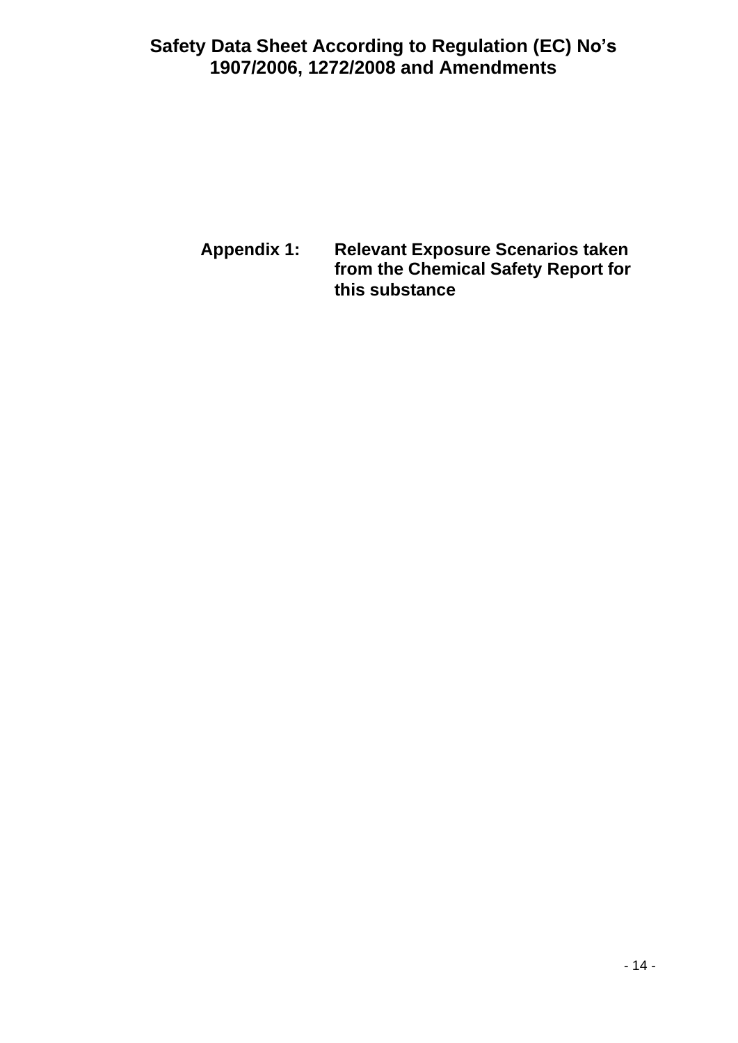## Appendix 1: Relevant Exposure Scenarios taken from the Chemical Safety Report for this substance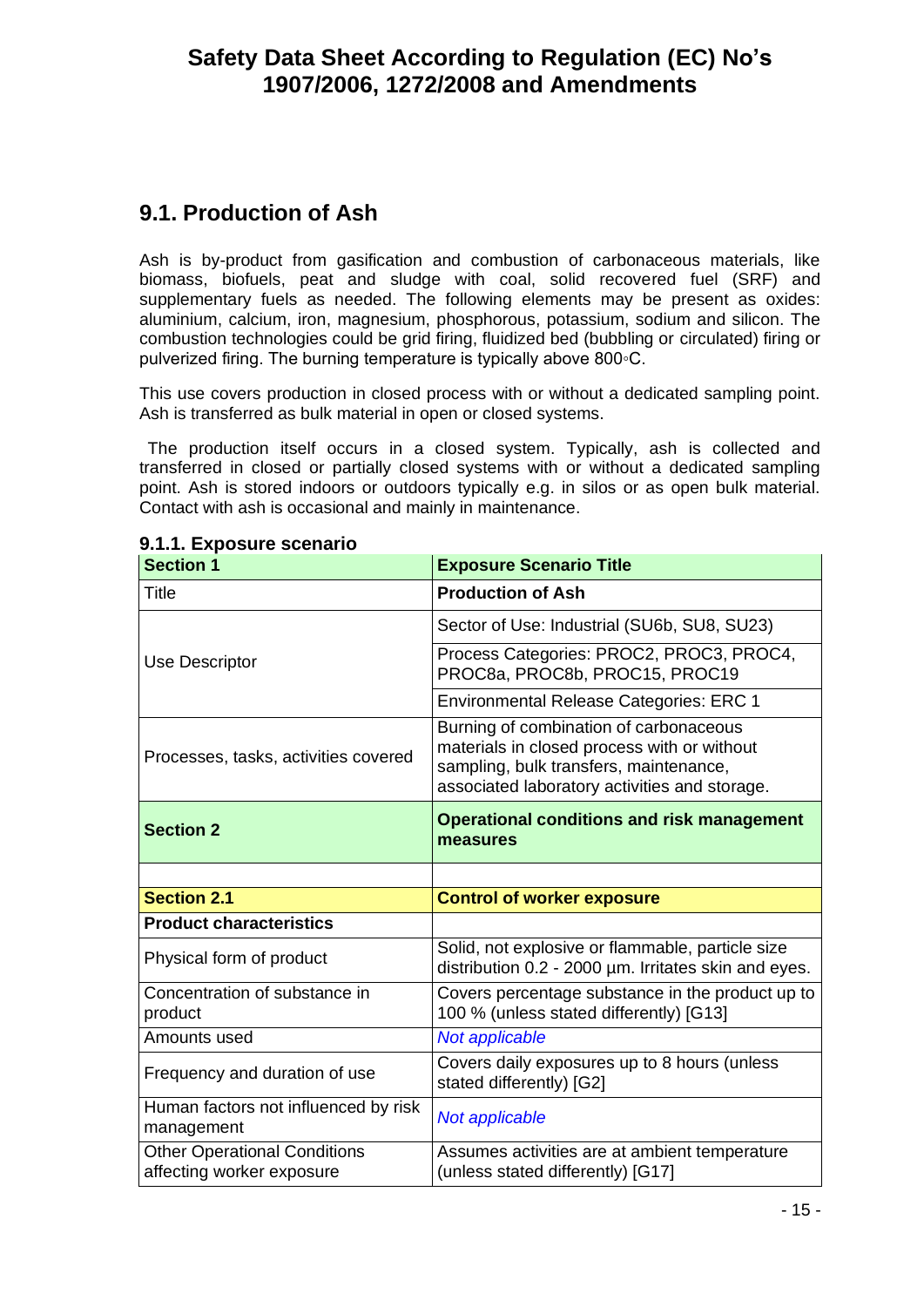## 9.1. Production of Ash

Ash is by-product from gasification and combustion of carbonaceous materials, like biomass, biofuels, peat and sludge with coal, solid recovered fuel (SRF) and supplementary fuels as needed. The following elements may be present as oxides: aluminium, calcium, iron, magnesium, phosphorous, potassium, sodium and silicon. The combustion technologies could be grid firing, fluidized bed (bubbling or circulated) firing or pulverized firing. The burning temperature is typically above 800◦C.

This use covers production in closed process with or without a dedicated sampling point. Ash is transferred as bulk material in open or closed systems.

The production itself occurs in a closed system. Typically, ash is collected and transferred in closed or partially closed systems with or without a dedicated sampling point. Ash is stored indoors or outdoors typically e.g. in silos or as open bulk material. Contact with ash is occasional and mainly in maintenance.

### 9.1.1. Exposure scenario

| **Section 1** | **Exposure Scenario Title** |
|---|---|
| Title | **Production of Ash** |
| Use Descriptor | Sector of Use: Industrial (SU6b, SU8, SU23) |
| | Process Categories: PROC2, PROC3, PROC4, PROC8a, PROC8b, PROC15, PROC19 |
| | Environmental Release Categories: ERC 1 |
| Processes, tasks, activities covered | Burning of combination of carbonaceous materials in closed process with or without sampling, bulk transfers, maintenance, associated laboratory activities and storage. |
| **Section 2** | **Operational conditions and risk management measures** |
| | |
| **Section 2.1** | **Control of worker exposure** |
| **Product characteristics** | |
| Physical form of product | Solid, not explosive or flammable, particle size distribution 0.2 - 2000 µm. Irritates skin and eyes. |
| Concentration of substance in product | Covers percentage substance in the product up to 100 % (unless stated differently) [G13] |
| Amounts used | *Not applicable* |
| Frequency and duration of use | Covers daily exposures up to 8 hours (unless stated differently) [G2] |
| Human factors not influenced by risk management | *Not applicable* |
| Other Operational Conditions affecting worker exposure | Assumes activities are at ambient temperature (unless stated differently) [G17] |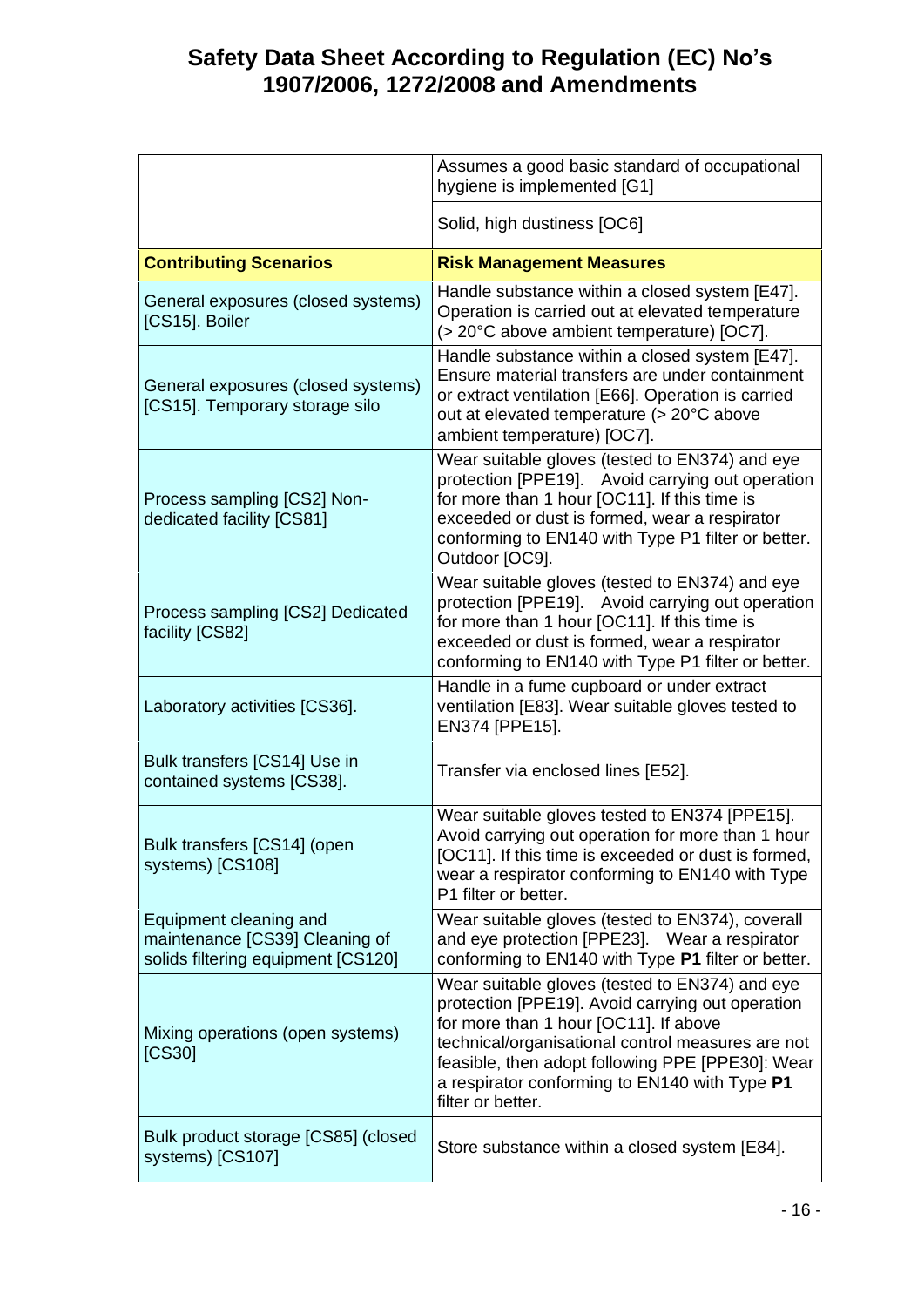# Safety Data Sheet According to Regulation (EC) No's 1907/2006, 1272/2008 and Amendments

| | |
|---|---|
| | Assumes a good basic standard of occupational hygiene is implemented [G1] |
| | Solid, high dustiness [OC6] |
| **Contributing Scenarios** | **Risk Management Measures** |
| General exposures (closed systems) [CS15]. Boiler | Handle substance within a closed system [E47]. Operation is carried out at elevated temperature (> 20°C above ambient temperature) [OC7]. |
| General exposures (closed systems) [CS15]. Temporary storage silo | Handle substance within a closed system [E47]. Ensure material transfers are under containment or extract ventilation [E66]. Operation is carried out at elevated temperature (> 20°C above ambient temperature) [OC7]. |
| Process sampling [CS2] Non-dedicated facility [CS81] | Wear suitable gloves (tested to EN374) and eye protection [PPE19]. Avoid carrying out operation for more than 1 hour [OC11]. If this time is exceeded or dust is formed, wear a respirator conforming to EN140 with Type P1 filter or better. Outdoor [OC9]. |
| Process sampling [CS2] Dedicated facility [CS82] | Wear suitable gloves (tested to EN374) and eye protection [PPE19]. Avoid carrying out operation for more than 1 hour [OC11]. If this time is exceeded or dust is formed, wear a respirator conforming to EN140 with Type P1 filter or better. |
| Laboratory activities [CS36]. | Handle in a fume cupboard or under extract ventilation [E83]. Wear suitable gloves tested to EN374 [PPE15]. |
| Bulk transfers [CS14] Use in contained systems [CS38]. | Transfer via enclosed lines [E52]. |
| Bulk transfers [CS14] (open systems) [CS108] | Wear suitable gloves tested to EN374 [PPE15]. Avoid carrying out operation for more than 1 hour [OC11]. If this time is exceeded or dust is formed, wear a respirator conforming to EN140 with Type P1 filter or better. |
| Equipment cleaning and maintenance [CS39] Cleaning of solids filtering equipment [CS120] | Wear suitable gloves (tested to EN374), coverall and eye protection [PPE23]. Wear a respirator conforming to EN140 with Type **P1** filter or better. |
| Mixing operations (open systems) [CS30] | Wear suitable gloves (tested to EN374) and eye protection [PPE19]. Avoid carrying out operation for more than 1 hour [OC11]. If above technical/organisational control measures are not feasible, then adopt following PPE [PPE30]: Wear a respirator conforming to EN140 with Type **P1** filter or better. |
| Bulk product storage [CS85] (closed systems) [CS107] | Store substance within a closed system [E84]. |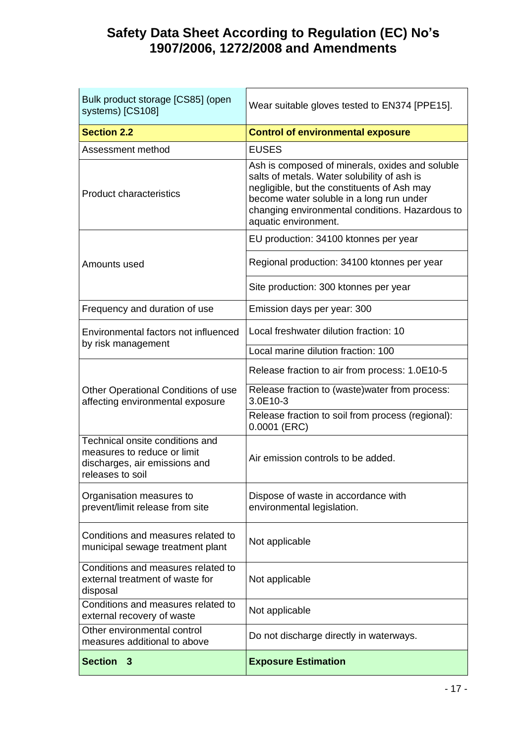# Safety Data Sheet According to Regulation (EC) No's 1907/2006, 1272/2008 and Amendments

| | |
|---|---|
| Bulk product storage [CS85] (open systems) [CS108] | Wear suitable gloves tested to EN374 [PPE15]. |
| **Section 2.2** | **Control of environmental exposure** |
| Assessment method | EUSES |
| Product characteristics | Ash is composed of minerals, oxides and soluble salts of metals. Water solubility of ash is negligible, but the constituents of Ash may become water soluble in a long run under changing environmental conditions. Hazardous to aquatic environment. |
| Amounts used | EU production: 34100 ktonnes per year |
| | Regional production: 34100 ktonnes per year |
| | Site production: 300 ktonnes per year |
| Frequency and duration of use | Emission days per year: 300 |
| Environmental factors not influenced by risk management | Local freshwater dilution fraction: 10 |
| | Local marine dilution fraction: 100 |
| Other Operational Conditions of use affecting environmental exposure | Release fraction to air from process: 1.0E10-5 |
| | Release fraction to (waste)water from process: 3.0E10-3 |
| | Release fraction to soil from process (regional): 0.0001 (ERC) |
| Technical onsite conditions and measures to reduce or limit discharges, air emissions and releases to soil | Air emission controls to be added. |
| Organisation measures to prevent/limit release from site | Dispose of waste in accordance with environmental legislation. |
| Conditions and measures related to municipal sewage treatment plant | Not applicable |
| Conditions and measures related to external treatment of waste for disposal | Not applicable |
| Conditions and measures related to external recovery of waste | Not applicable |
| Other environmental control measures additional to above | Do not discharge directly in waterways. |
| **Section 3** | **Exposure Estimation** |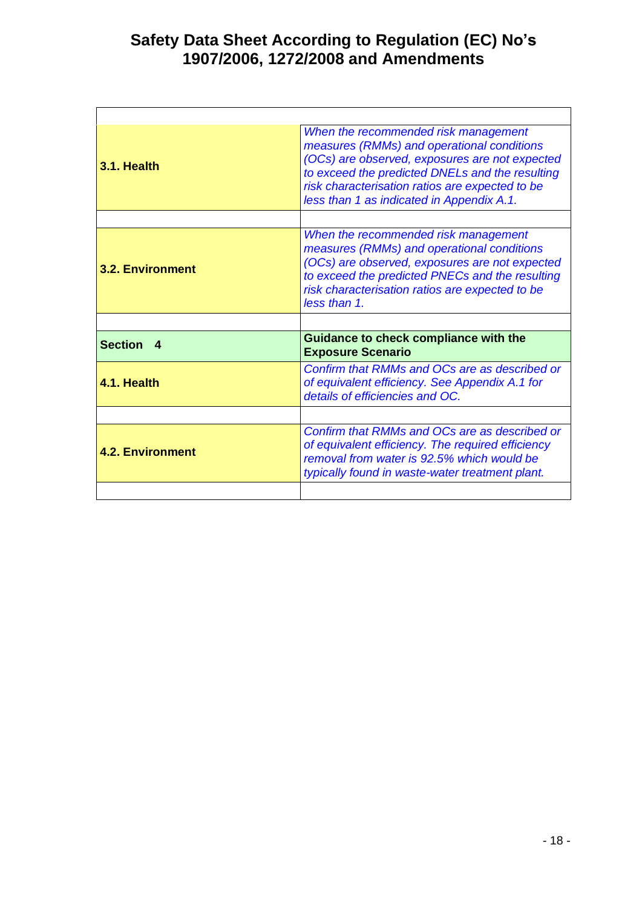# Safety Data Sheet According to Regulation (EC) No's 1907/2006, 1272/2008 and Amendments

| | |
|---|---|
| | |
| **3.1. Health** | *When the recommended risk management measures (RMMs) and operational conditions (OCs) are observed, exposures are not expected to exceed the predicted DNELs and the resulting risk characterisation ratios are expected to be less than 1 as indicated in Appendix A.1.* |
| | |
| **3.2. Environment** | *When the recommended risk management measures (RMMs) and operational conditions (OCs) are observed, exposures are not expected to exceed the predicted PNECs and the resulting risk characterisation ratios are expected to be less than 1.* |
| | |
| **Section 4** | **Guidance to check compliance with the Exposure Scenario** |
| **4.1. Health** | *Confirm that RMMs and OCs are as described or of equivalent efficiency. See Appendix A.1 for details of efficiencies and OC.* |
| | |
| **4.2. Environment** | *Confirm that RMMs and OCs are as described or of equivalent efficiency. The required efficiency removal from water is 92.5% which would be typically found in waste-water treatment plant.* |
| | |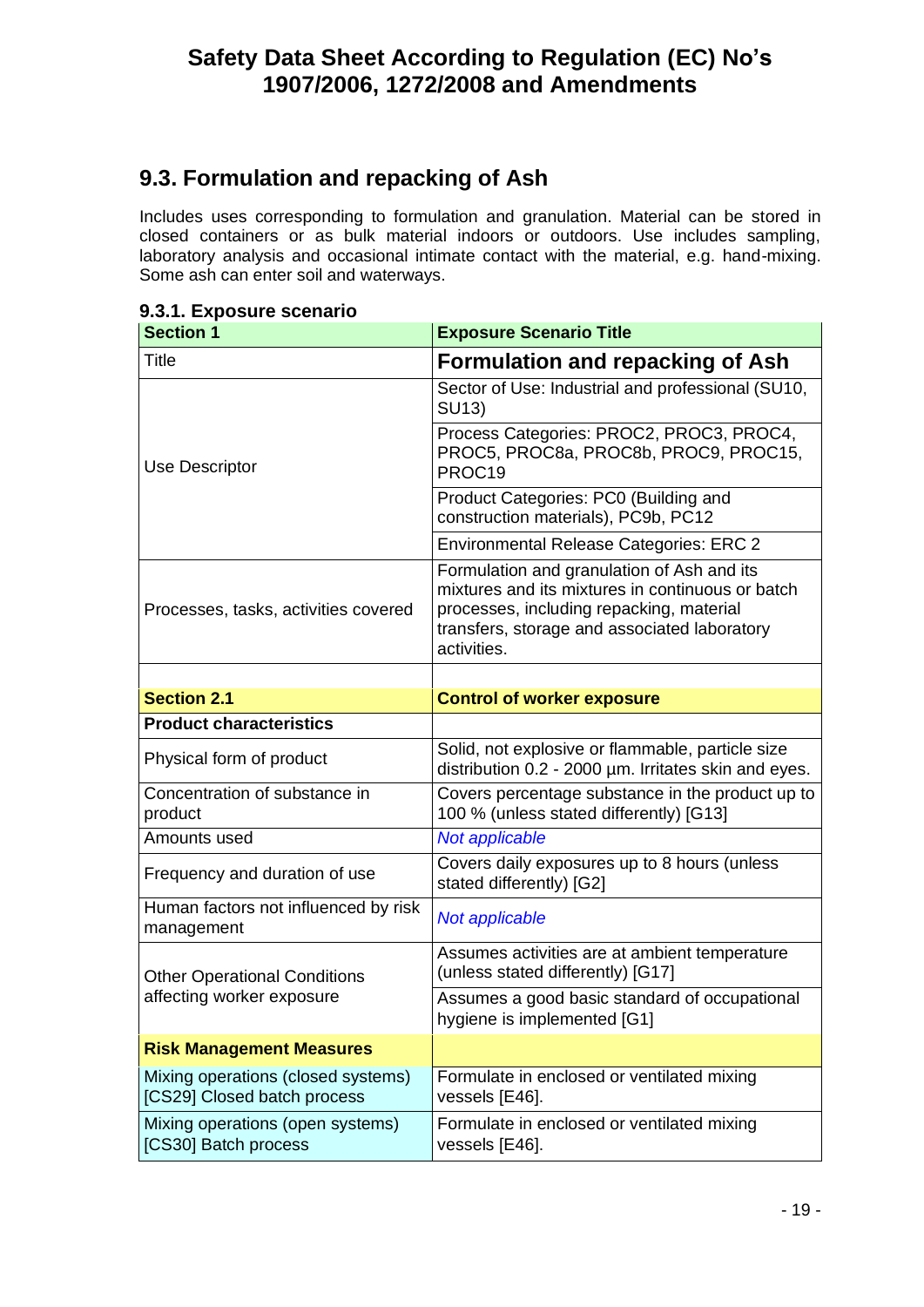## 9.3. Formulation and repacking of Ash

Includes uses corresponding to formulation and granulation. Material can be stored in closed containers or as bulk material indoors or outdoors. Use includes sampling, laboratory analysis and occasional intimate contact with the material, e.g. hand-mixing. Some ash can enter soil and waterways.

### 9.3.1. Exposure scenario

| **Section 1** | **Exposure Scenario Title** |
|---|---|
| Title | **Formulation and repacking of Ash** |
| Use Descriptor | Sector of Use: Industrial and professional (SU10, SU13) |
| | Process Categories: PROC2, PROC3, PROC4, PROC5, PROC8a, PROC8b, PROC9, PROC15, PROC19 |
| | Product Categories: PC0 (Building and construction materials), PC9b, PC12 |
| | Environmental Release Categories: ERC 2 |
| Processes, tasks, activities covered | Formulation and granulation of Ash and its mixtures and its mixtures in continuous or batch processes, including repacking, material transfers, storage and associated laboratory activities. |
| | |
| **Section 2.1** | **Control of worker exposure** |
| **Product characteristics** | |
| Physical form of product | Solid, not explosive or flammable, particle size distribution 0.2 - 2000 µm. Irritates skin and eyes. |
| Concentration of substance in product | Covers percentage substance in the product up to 100 % (unless stated differently) [G13] |
| Amounts used | *Not applicable* |
| Frequency and duration of use | Covers daily exposures up to 8 hours (unless stated differently) [G2] |
| Human factors not influenced by risk management | *Not applicable* |
| Other Operational Conditions affecting worker exposure | Assumes activities are at ambient temperature (unless stated differently) [G17] |
| | Assumes a good basic standard of occupational hygiene is implemented [G1] |
| **Risk Management Measures** | |
| Mixing operations (closed systems) [CS29] Closed batch process | Formulate in enclosed or ventilated mixing vessels [E46]. |
| Mixing operations (open systems) [CS30] Batch process | Formulate in enclosed or ventilated mixing vessels [E46]. |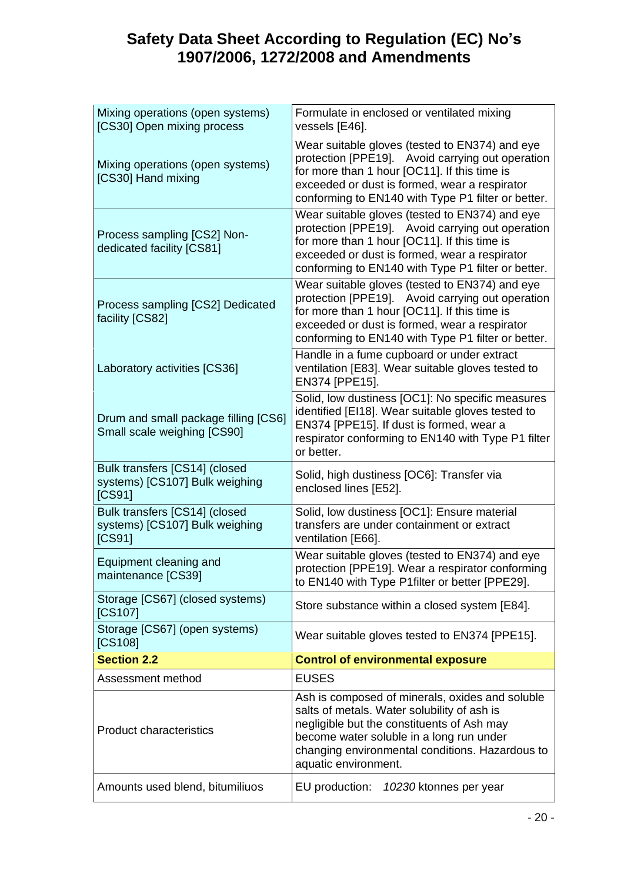## Safety Data Sheet According to Regulation (EC) No's 1907/2006, 1272/2008 and Amendments

| | |
|---|---|
| Mixing operations (open systems) [CS30] Open mixing process | Formulate in enclosed or ventilated mixing vessels [E46]. |
| Mixing operations (open systems) [CS30] Hand mixing | Wear suitable gloves (tested to EN374) and eye protection [PPE19]. Avoid carrying out operation for more than 1 hour [OC11]. If this time is exceeded or dust is formed, wear a respirator conforming to EN140 with Type P1 filter or better. |
| Process sampling [CS2] Non-dedicated facility [CS81] | Wear suitable gloves (tested to EN374) and eye protection [PPE19]. Avoid carrying out operation for more than 1 hour [OC11]. If this time is exceeded or dust is formed, wear a respirator conforming to EN140 with Type P1 filter or better. |
| Process sampling [CS2] Dedicated facility [CS82] | Wear suitable gloves (tested to EN374) and eye protection [PPE19]. Avoid carrying out operation for more than 1 hour [OC11]. If this time is exceeded or dust is formed, wear a respirator conforming to EN140 with Type P1 filter or better. |
| Laboratory activities [CS36] | Handle in a fume cupboard or under extract ventilation [E83]. Wear suitable gloves tested to EN374 [PPE15]. |
| Drum and small package filling [CS6] Small scale weighing [CS90] | Solid, low dustiness [OC1]: No specific measures identified [EI18]. Wear suitable gloves tested to EN374 [PPE15]. If dust is formed, wear a respirator conforming to EN140 with Type P1 filter or better. |
| Bulk transfers [CS14] (closed systems) [CS107] Bulk weighing [CS91] | Solid, high dustiness [OC6]: Transfer via enclosed lines [E52]. |
| Bulk transfers [CS14] (closed systems) [CS107] Bulk weighing [CS91] | Solid, low dustiness [OC1]: Ensure material transfers are under containment or extract ventilation [E66]. |
| Equipment cleaning and maintenance [CS39] | Wear suitable gloves (tested to EN374) and eye protection [PPE19]. Wear a respirator conforming to EN140 with Type P1filter or better [PPE29]. |
| Storage [CS67] (closed systems) [CS107] | Store substance within a closed system [E84]. |
| Storage [CS67] (open systems) [CS108] | Wear suitable gloves tested to EN374 [PPE15]. |
| **Section 2.2** | **Control of environmental exposure** |
| Assessment method | EUSES |
| Product characteristics | Ash is composed of minerals, oxides and soluble salts of metals. Water solubility of ash is negligible but the constituents of Ash may become water soluble in a long run under changing environmental conditions. Hazardous to aquatic environment. |
| Amounts used blend, bitumiliuos | EU production: *10230* ktonnes per year |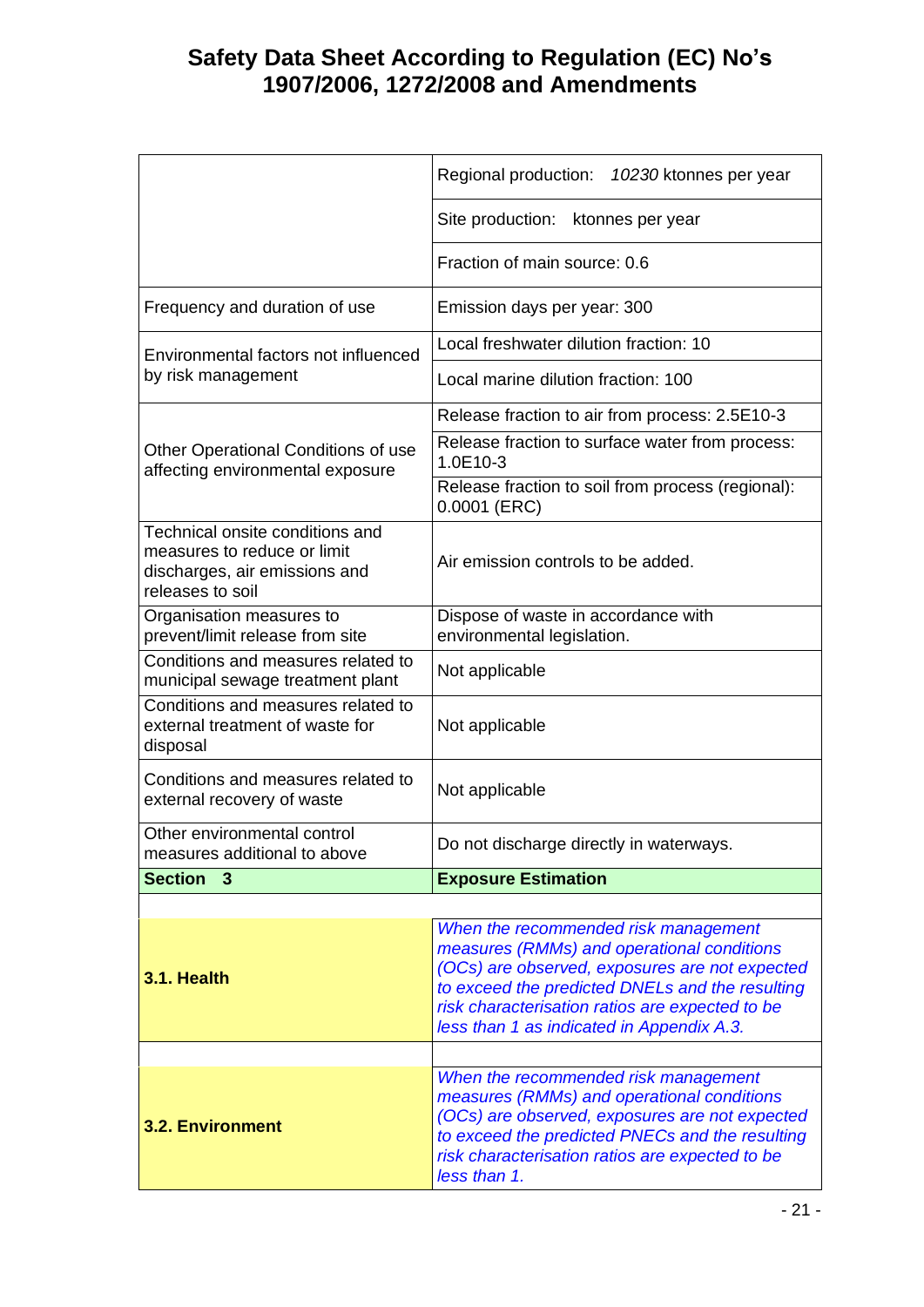# Safety Data Sheet According to Regulation (EC) No's 1907/2006, 1272/2008 and Amendments

| | |
|---|---|
| | Regional production: *10230* ktonnes per year |
| | Site production: ktonnes per year |
| | Fraction of main source: 0.6 |
| Frequency and duration of use | Emission days per year: 300 |
| Environmental factors not influenced by risk management | Local freshwater dilution fraction: 10 |
| | Local marine dilution fraction: 100 |
| Other Operational Conditions of use affecting environmental exposure | Release fraction to air from process: 2.5E10-3 |
| | Release fraction to surface water from process: 1.0E10-3 |
| | Release fraction to soil from process (regional): 0.0001 (ERC) |
| Technical onsite conditions and measures to reduce or limit discharges, air emissions and releases to soil | Air emission controls to be added. |
| Organisation measures to prevent/limit release from site | Dispose of waste in accordance with environmental legislation. |
| Conditions and measures related to municipal sewage treatment plant | Not applicable |
| Conditions and measures related to external treatment of waste for disposal | Not applicable |
| Conditions and measures related to external recovery of waste | Not applicable |
| Other environmental control measures additional to above | Do not discharge directly in waterways. |
| **Section 3** | **Exposure Estimation** |
| | |
| **3.1. Health** | *When the recommended risk management measures (RMMs) and operational conditions (OCs) are observed, exposures are not expected to exceed the predicted DNELs and the resulting risk characterisation ratios are expected to be less than 1 as indicated in Appendix A.3.* |
| | |
| **3.2. Environment** | *When the recommended risk management measures (RMMs) and operational conditions (OCs) are observed, exposures are not expected to exceed the predicted PNECs and the resulting risk characterisation ratios are expected to be less than 1.* |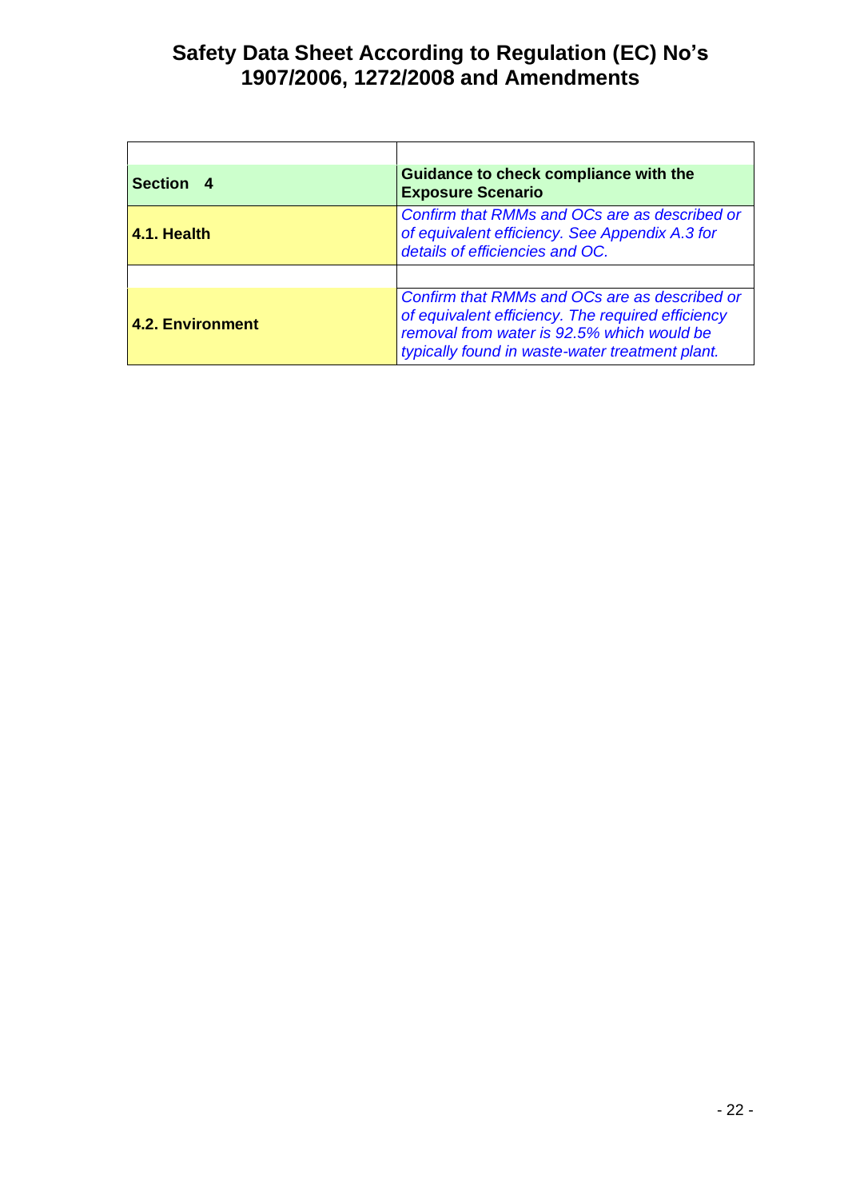| | |
|---|---|
| **Section 4** | **Guidance to check compliance with the Exposure Scenario** |
| **4.1. Health** | *Confirm that RMMs and OCs are as described or of equivalent efficiency. See Appendix A.3 for details of efficiencies and OC.* |
| | |
| **4.2. Environment** | *Confirm that RMMs and OCs are as described or of equivalent efficiency. The required efficiency removal from water is 92.5% which would be typically found in waste-water treatment plant.* |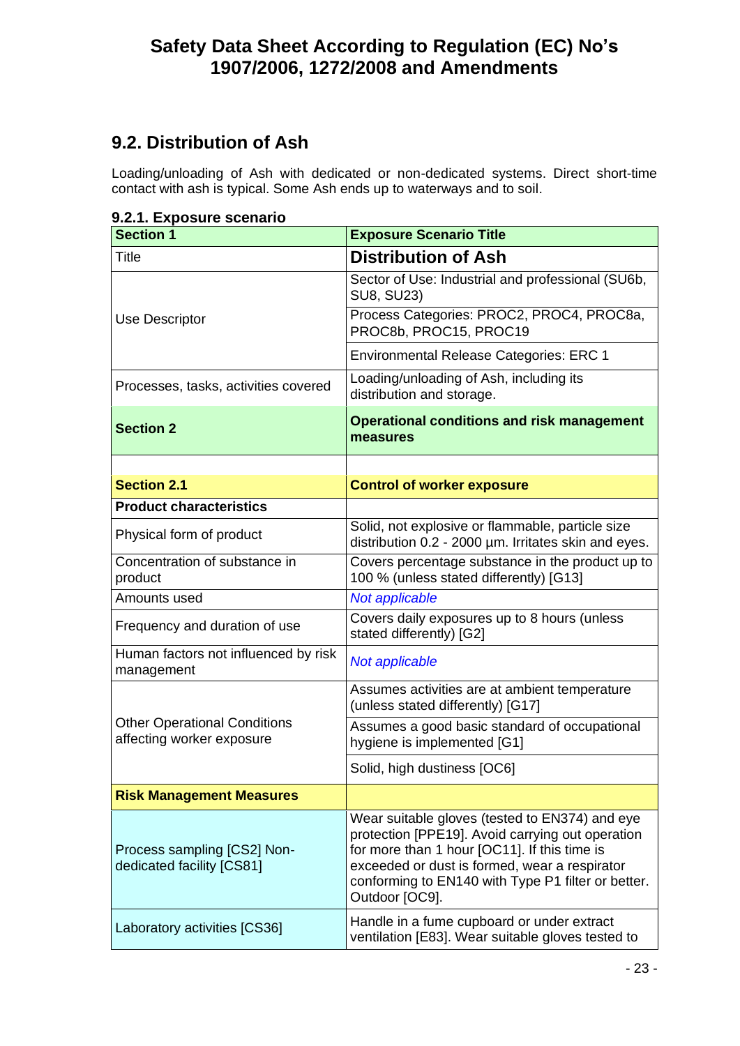## 9.2. Distribution of Ash

Loading/unloading of Ash with dedicated or non-dedicated systems. Direct short-time contact with ash is typical. Some Ash ends up to waterways and to soil.

**9.2.1. Exposure scenario**

| **Section 1** | **Exposure Scenario Title** |
|---|---|
| Title | **Distribution of Ash** |
| Use Descriptor | Sector of Use: Industrial and professional (SU6b, SU8, SU23) |
| | Process Categories: PROC2, PROC4, PROC8a, PROC8b, PROC15, PROC19 |
| | Environmental Release Categories: ERC 1 |
| Processes, tasks, activities covered | Loading/unloading of Ash, including its distribution and storage. |
| **Section 2** | **Operational conditions and risk management measures** |
| | |
| **Section 2.1** | **Control of worker exposure** |
| **Product characteristics** | |
| Physical form of product | Solid, not explosive or flammable, particle size distribution 0.2 - 2000 µm. Irritates skin and eyes. |
| Concentration of substance in product | Covers percentage substance in the product up to 100 % (unless stated differently) [G13] |
| Amounts used | *Not applicable* |
| Frequency and duration of use | Covers daily exposures up to 8 hours (unless stated differently) [G2] |
| Human factors not influenced by risk management | *Not applicable* |
| Other Operational Conditions affecting worker exposure | Assumes activities are at ambient temperature (unless stated differently) [G17] |
| | Assumes a good basic standard of occupational hygiene is implemented [G1] |
| | Solid, high dustiness [OC6] |
| **Risk Management Measures** | |
| Process sampling [CS2] Non-dedicated facility [CS81] | Wear suitable gloves (tested to EN374) and eye protection [PPE19]. Avoid carrying out operation for more than 1 hour [OC11]. If this time is exceeded or dust is formed, wear a respirator conforming to EN140 with Type P1 filter or better. Outdoor [OC9]. |
| Laboratory activities [CS36] | Handle in a fume cupboard or under extract ventilation [E83]. Wear suitable gloves tested to |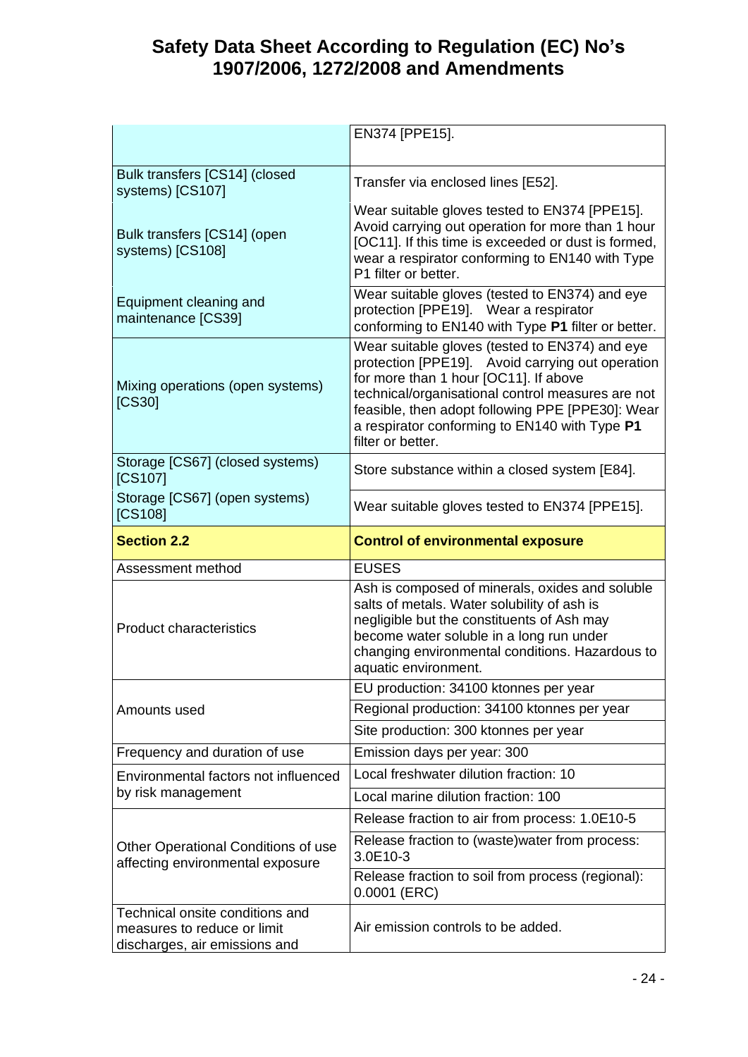| | |
|---|---|
| | EN374 [PPE15]. |
| Bulk transfers [CS14] (closed systems) [CS107] | Transfer via enclosed lines [E52]. |
| Bulk transfers [CS14] (open systems) [CS108] | Wear suitable gloves tested to EN374 [PPE15]. Avoid carrying out operation for more than 1 hour [OC11]. If this time is exceeded or dust is formed, wear a respirator conforming to EN140 with Type P1 filter or better. |
| Equipment cleaning and maintenance [CS39] | Wear suitable gloves (tested to EN374) and eye protection [PPE19]. Wear a respirator conforming to EN140 with Type **P1** filter or better. |
| Mixing operations (open systems) [CS30] | Wear suitable gloves (tested to EN374) and eye protection [PPE19]. Avoid carrying out operation for more than 1 hour [OC11]. If above technical/organisational control measures are not feasible, then adopt following PPE [PPE30]: Wear a respirator conforming to EN140 with Type **P1** filter or better. |
| Storage [CS67] (closed systems) [CS107] | Store substance within a closed system [E84]. |
| Storage [CS67] (open systems) [CS108] | Wear suitable gloves tested to EN374 [PPE15]. |
| **Section 2.2** | **Control of environmental exposure** |
| Assessment method | EUSES |
| Product characteristics | Ash is composed of minerals, oxides and soluble salts of metals. Water solubility of ash is negligible but the constituents of Ash may become water soluble in a long run under changing environmental conditions. Hazardous to aquatic environment. |
| Amounts used | EU production: 34100 ktonnes per year |
| | Regional production: 34100 ktonnes per year |
| | Site production: 300 ktonnes per year |
| Frequency and duration of use | Emission days per year: 300 |
| Environmental factors not influenced by risk management | Local freshwater dilution fraction: 10 |
| | Local marine dilution fraction: 100 |
| Other Operational Conditions of use affecting environmental exposure | Release fraction to air from process: 1.0E10-5 |
| | Release fraction to (waste)water from process: 3.0E10-3 |
| | Release fraction to soil from process (regional): 0.0001 (ERC) |
| Technical onsite conditions and measures to reduce or limit discharges, air emissions and | Air emission controls to be added. |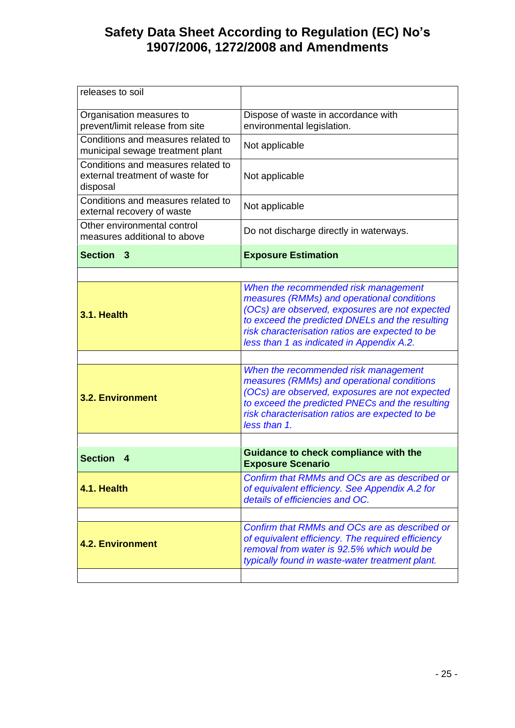| | |
|---|---|
| releases to soil | |
| Organisation measures to prevent/limit release from site | Dispose of waste in accordance with environmental legislation. |
| Conditions and measures related to municipal sewage treatment plant | Not applicable |
| Conditions and measures related to external treatment of waste for disposal | Not applicable |
| Conditions and measures related to external recovery of waste | Not applicable |
| Other environmental control measures additional to above | Do not discharge directly in waterways. |
| **Section 3** | **Exposure Estimation** |
| | |
| **3.1. Health** | *When the recommended risk management measures (RMMs) and operational conditions (OCs) are observed, exposures are not expected to exceed the predicted DNELs and the resulting risk characterisation ratios are expected to be less than 1 as indicated in Appendix A.2.* |
| | |
| **3.2. Environment** | *When the recommended risk management measures (RMMs) and operational conditions (OCs) are observed, exposures are not expected to exceed the predicted PNECs and the resulting risk characterisation ratios are expected to be less than 1.* |
| | |
| **Section 4** | **Guidance to check compliance with the Exposure Scenario** |
| **4.1. Health** | *Confirm that RMMs and OCs are as described or of equivalent efficiency. See Appendix A.2 for details of efficiencies and OC.* |
| | |
| **4.2. Environment** | *Confirm that RMMs and OCs are as described or of equivalent efficiency. The required efficiency removal from water is 92.5% which would be typically found in waste-water treatment plant.* |
| | |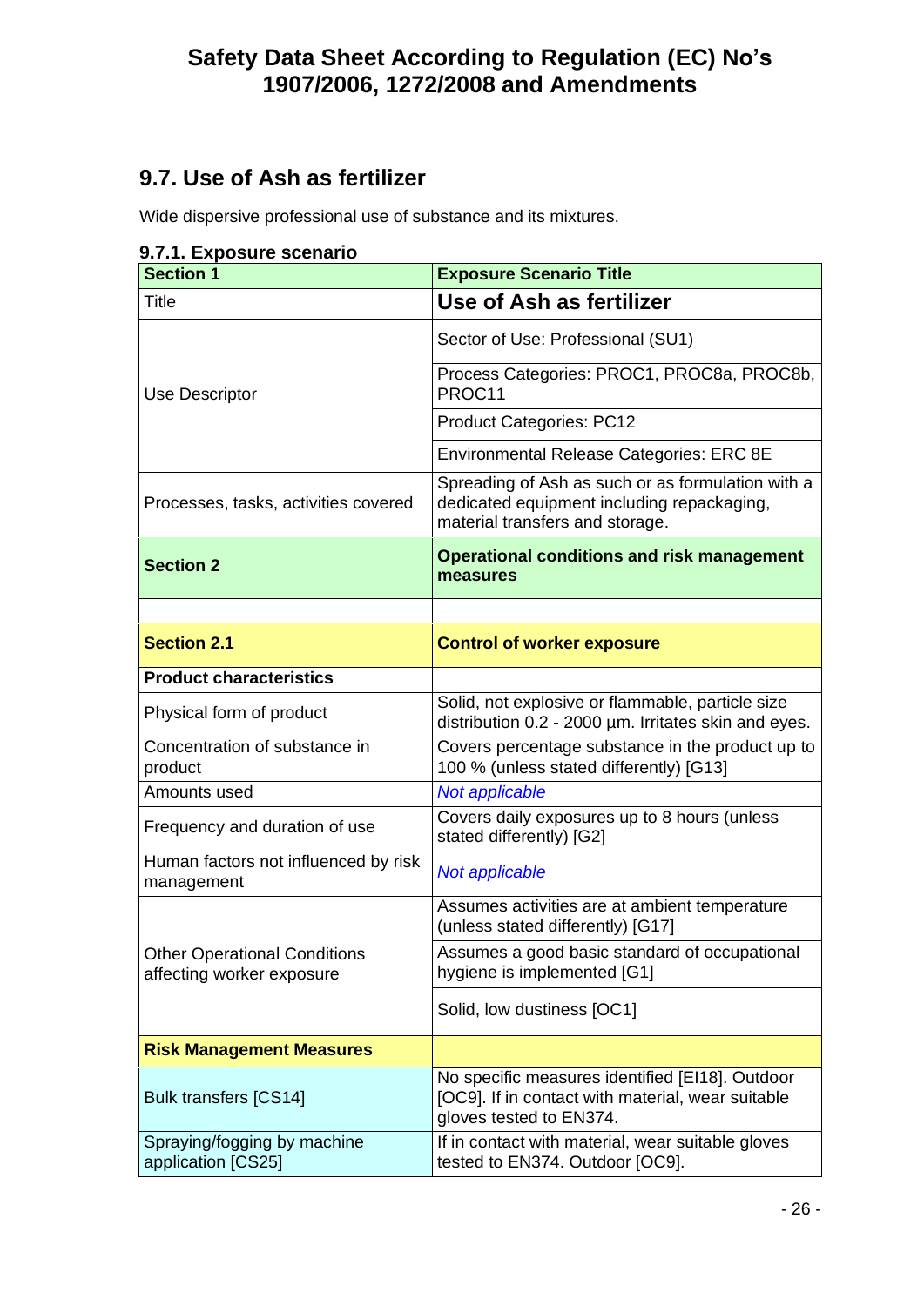# Safety Data Sheet According to Regulation (EC) No's 1907/2006, 1272/2008 and Amendments

## 9.7. Use of Ash as fertilizer

Wide dispersive professional use of substance and its mixtures.

### 9.7.1. Exposure scenario

| **Section 1** | **Exposure Scenario Title** |
|---|---|
| Title | **Use of Ash as fertilizer** |
| Use Descriptor | Sector of Use: Professional (SU1) |
| | Process Categories: PROC1, PROC8a, PROC8b, PROC11 |
| | Product Categories: PC12 |
| | Environmental Release Categories: ERC 8E |
| Processes, tasks, activities covered | Spreading of Ash as such or as formulation with a dedicated equipment including repackaging, material transfers and storage. |
| **Section 2** | **Operational conditions and risk management measures** |
| | |
| **Section 2.1** | **Control of worker exposure** |
| **Product characteristics** | |
| Physical form of product | Solid, not explosive or flammable, particle size distribution 0.2 - 2000 µm. Irritates skin and eyes. |
| Concentration of substance in product | Covers percentage substance in the product up to 100 % (unless stated differently) [G13] |
| Amounts used | *Not applicable* |
| Frequency and duration of use | Covers daily exposures up to 8 hours (unless stated differently) [G2] |
| Human factors not influenced by risk management | *Not applicable* |
| Other Operational Conditions affecting worker exposure | Assumes activities are at ambient temperature (unless stated differently) [G17] |
| | Assumes a good basic standard of occupational hygiene is implemented [G1] |
| | Solid, low dustiness [OC1] |
| **Risk Management Measures** | |
| Bulk transfers [CS14] | No specific measures identified [EI18]. Outdoor [OC9]. If in contact with material, wear suitable gloves tested to EN374. |
| Spraying/fogging by machine application [CS25] | If in contact with material, wear suitable gloves tested to EN374. Outdoor [OC9]. |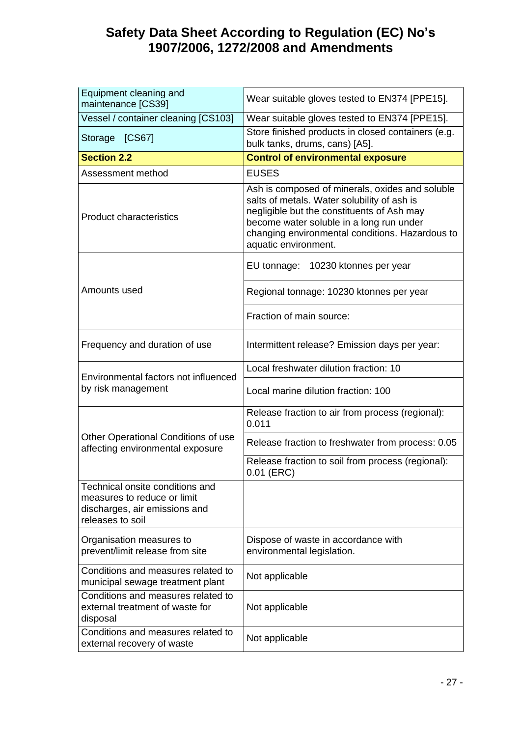# Safety Data Sheet According to Regulation (EC) No's 1907/2006, 1272/2008 and Amendments

| | |
|---|---|
| Equipment cleaning and maintenance [CS39] | Wear suitable gloves tested to EN374 [PPE15]. |
| Vessel / container cleaning [CS103] | Wear suitable gloves tested to EN374 [PPE15]. |
| Storage [CS67] | Store finished products in closed containers (e.g. bulk tanks, drums, cans) [A5]. |
| **Section 2.2** | **Control of environmental exposure** |
| Assessment method | EUSES |
| Product characteristics | Ash is composed of minerals, oxides and soluble salts of metals. Water solubility of ash is negligible but the constituents of Ash may become water soluble in a long run under changing environmental conditions. Hazardous to aquatic environment. |
| Amounts used | EU tonnage: 10230 ktonnes per year |
| | Regional tonnage: 10230 ktonnes per year |
| | Fraction of main source: |
| Frequency and duration of use | Intermittent release? Emission days per year: |
| Environmental factors not influenced by risk management | Local freshwater dilution fraction: 10 |
| | Local marine dilution fraction: 100 |
| Other Operational Conditions of use affecting environmental exposure | Release fraction to air from process (regional): 0.011 |
| | Release fraction to freshwater from process: 0.05 |
| | Release fraction to soil from process (regional): 0.01 (ERC) |
| Technical onsite conditions and measures to reduce or limit discharges, air emissions and releases to soil | |
| Organisation measures to prevent/limit release from site | Dispose of waste in accordance with environmental legislation. |
| Conditions and measures related to municipal sewage treatment plant | Not applicable |
| Conditions and measures related to external treatment of waste for disposal | Not applicable |
| Conditions and measures related to external recovery of waste | Not applicable |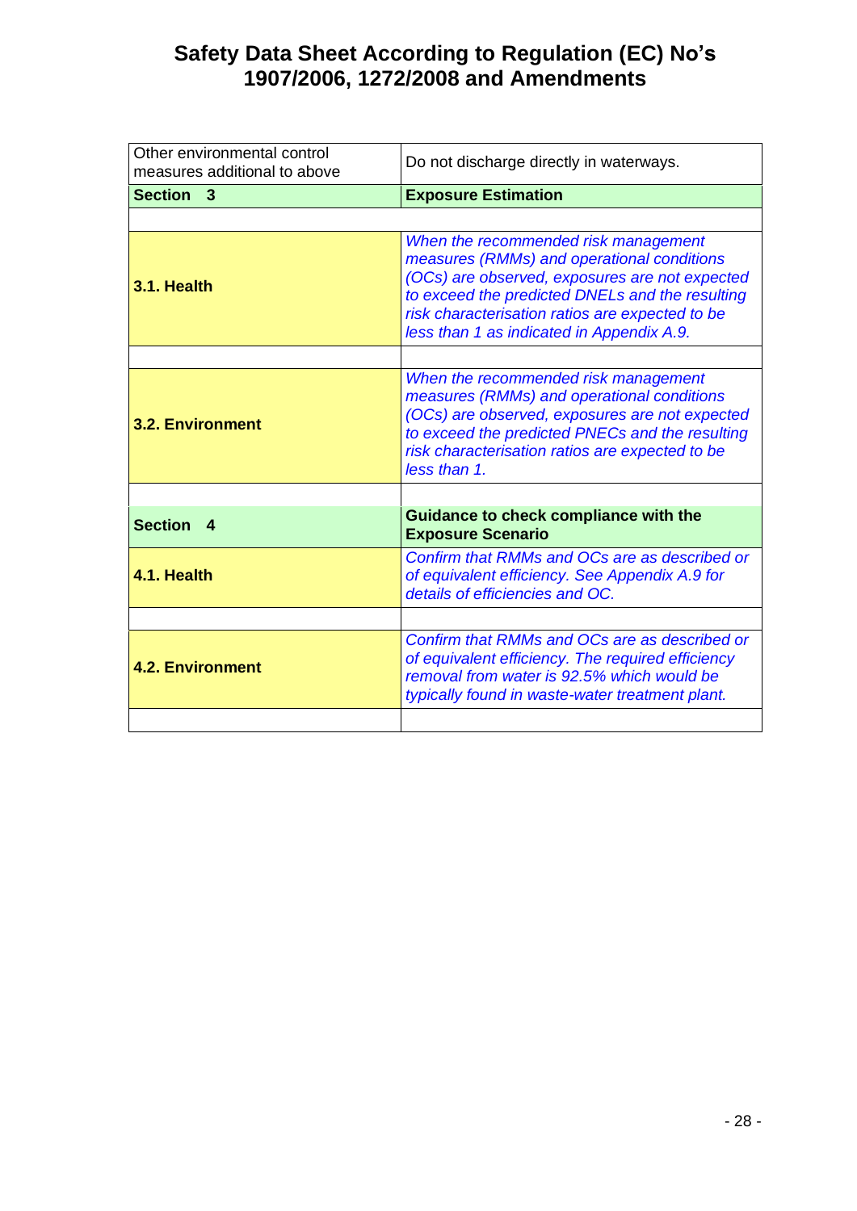| | |
|---|---|
| Other environmental control measures additional to above | Do not discharge directly in waterways. |
| **Section 3** | **Exposure Estimation** |
| | |
| **3.1. Health** | *When the recommended risk management measures (RMMs) and operational conditions (OCs) are observed, exposures are not expected to exceed the predicted DNELs and the resulting risk characterisation ratios are expected to be less than 1 as indicated in Appendix A.9.* |
| | |
| **3.2. Environment** | *When the recommended risk management measures (RMMs) and operational conditions (OCs) are observed, exposures are not expected to exceed the predicted PNECs and the resulting risk characterisation ratios are expected to be less than 1.* |
| | |
| **Section 4** | **Guidance to check compliance with the Exposure Scenario** |
| **4.1. Health** | *Confirm that RMMs and OCs are as described or of equivalent efficiency. See Appendix A.9 for details of efficiencies and OC.* |
| | |
| **4.2. Environment** | *Confirm that RMMs and OCs are as described or of equivalent efficiency. The required efficiency removal from water is 92.5% which would be typically found in waste-water treatment plant.* |
| | |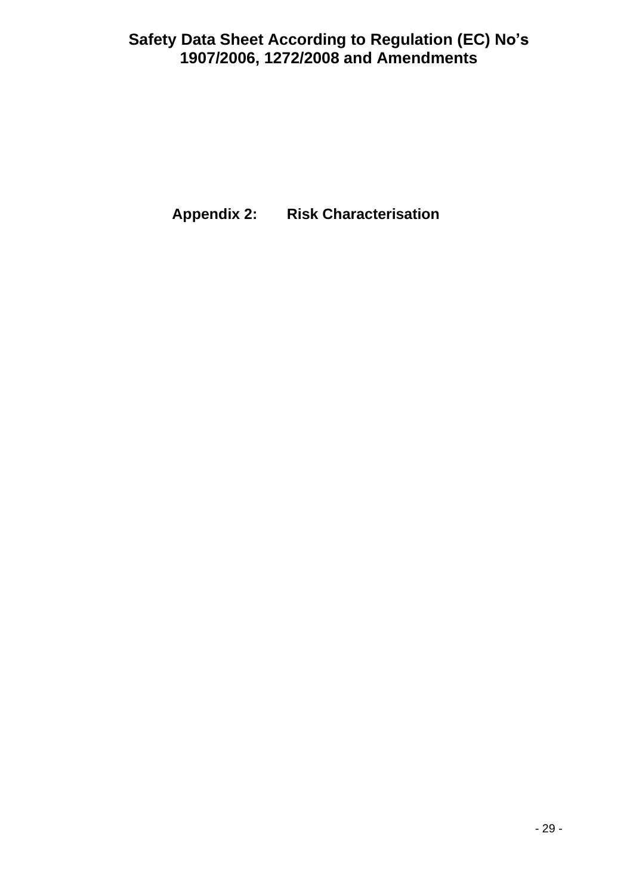# Appendix 2: Risk Characterisation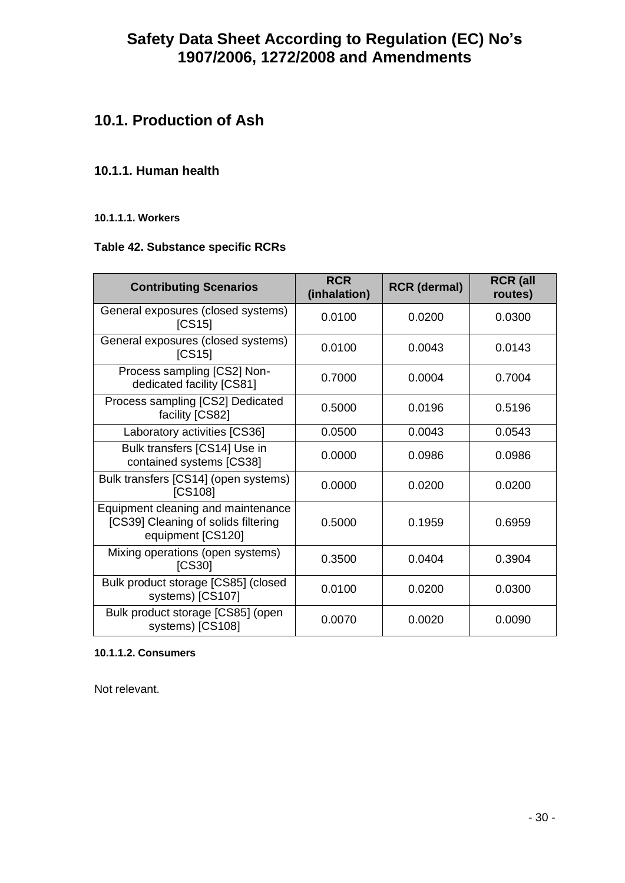## 10.1. Production of Ash

### 10.1.1. Human health

#### 10.1.1.1. Workers

**Table 42. Substance specific RCRs**

| Contributing Scenarios | RCR (inhalation) | RCR (dermal) | RCR (all routes) |
|---|---|---|---|
| General exposures (closed systems) [CS15] | 0.0100 | 0.0200 | 0.0300 |
| General exposures (closed systems) [CS15] | 0.0100 | 0.0043 | 0.0143 |
| Process sampling [CS2] Non-dedicated facility [CS81] | 0.7000 | 0.0004 | 0.7004 |
| Process sampling [CS2] Dedicated facility [CS82] | 0.5000 | 0.0196 | 0.5196 |
| Laboratory activities [CS36] | 0.0500 | 0.0043 | 0.0543 |
| Bulk transfers [CS14] Use in contained systems [CS38] | 0.0000 | 0.0986 | 0.0986 |
| Bulk transfers [CS14] (open systems) [CS108] | 0.0000 | 0.0200 | 0.0200 |
| Equipment cleaning and maintenance [CS39] Cleaning of solids filtering equipment [CS120] | 0.5000 | 0.1959 | 0.6959 |
| Mixing operations (open systems) [CS30] | 0.3500 | 0.0404 | 0.3904 |
| Bulk product storage [CS85] (closed systems) [CS107] | 0.0100 | 0.0200 | 0.0300 |
| Bulk product storage [CS85] (open systems) [CS108] | 0.0070 | 0.0020 | 0.0090 |

#### 10.1.1.2. Consumers

Not relevant.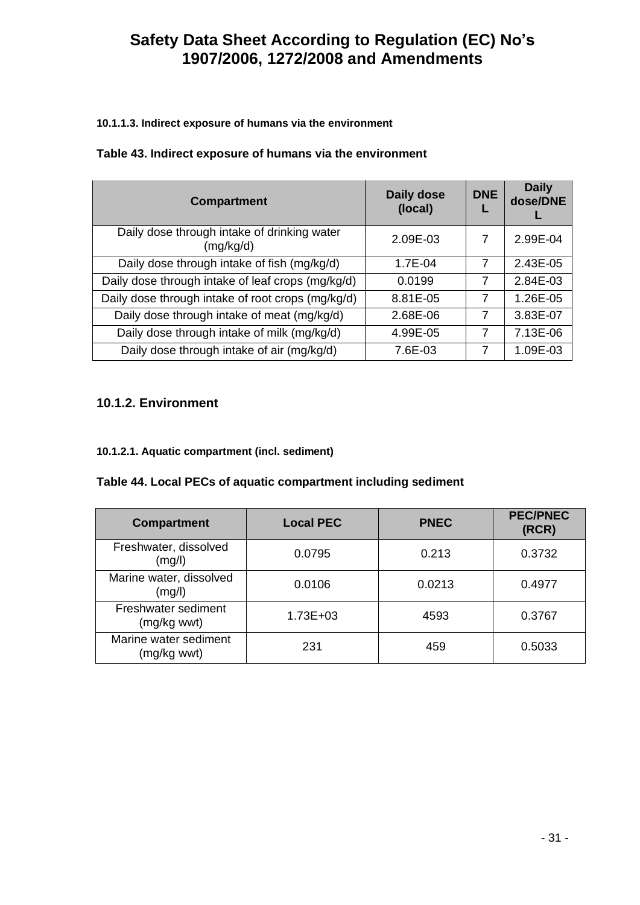#### 10.1.1.3. Indirect exposure of humans via the environment

**Table 43. Indirect exposure of humans via the environment**

| Compartment | Daily dose (local) | DNEL | Daily dose/DNEL |
|---|---|---|---|
| Daily dose through intake of drinking water (mg/kg/d) | 2.09E-03 | 7 | 2.99E-04 |
| Daily dose through intake of fish (mg/kg/d) | 1.7E-04 | 7 | 2.43E-05 |
| Daily dose through intake of leaf crops (mg/kg/d) | 0.0199 | 7 | 2.84E-03 |
| Daily dose through intake of root crops (mg/kg/d) | 8.81E-05 | 7 | 1.26E-05 |
| Daily dose through intake of meat (mg/kg/d) | 2.68E-06 | 7 | 3.83E-07 |
| Daily dose through intake of milk (mg/kg/d) | 4.99E-05 | 7 | 7.13E-06 |
| Daily dose through intake of air (mg/kg/d) | 7.6E-03 | 7 | 1.09E-03 |

### 10.1.2. Environment

#### 10.1.2.1. Aquatic compartment (incl. sediment)

**Table 44. Local PECs of aquatic compartment including sediment**

| Compartment | Local PEC | PNEC | PEC/PNEC (RCR) |
|---|---|---|---|
| Freshwater, dissolved (mg/l) | 0.0795 | 0.213 | 0.3732 |
| Marine water, dissolved (mg/l) | 0.0106 | 0.0213 | 0.4977 |
| Freshwater sediment (mg/kg wwt) | 1.73E+03 | 4593 | 0.3767 |
| Marine water sediment (mg/kg wwt) | 231 | 459 | 0.5033 |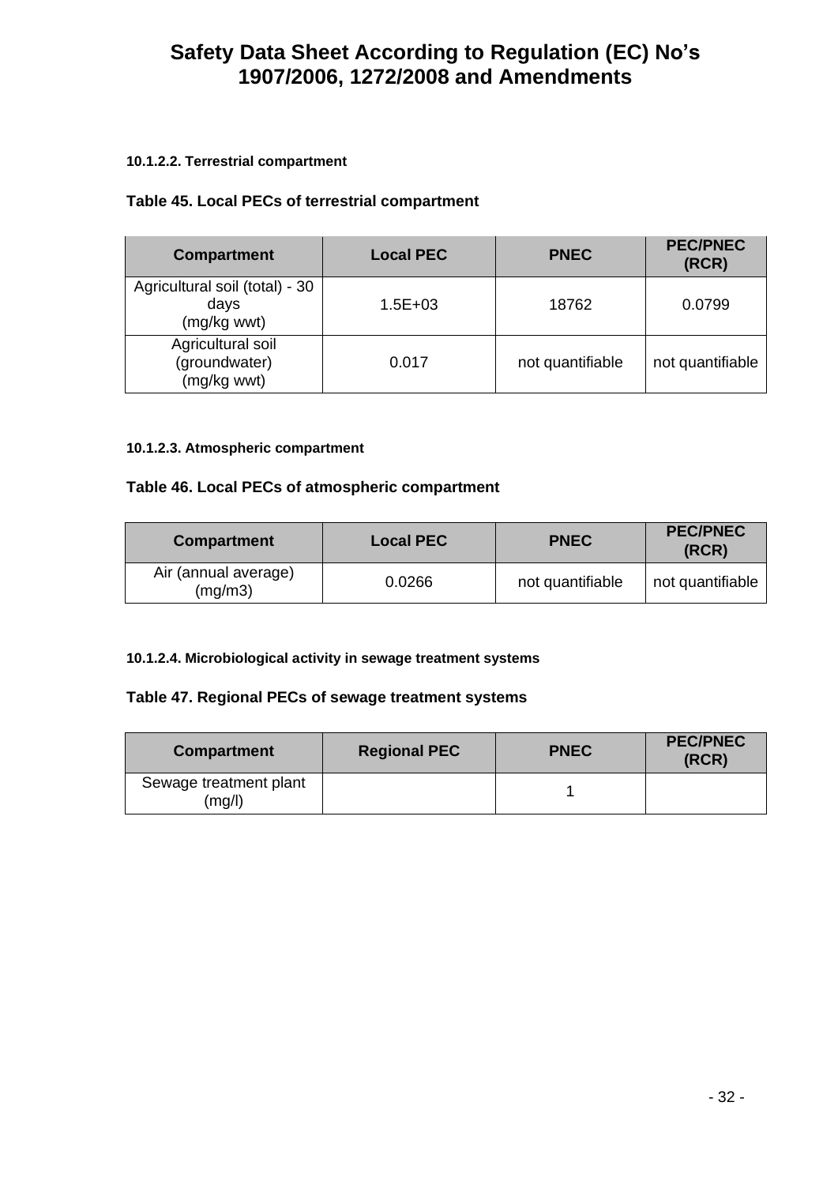#### 10.1.2.2. Terrestrial compartment

**Table 45. Local PECs of terrestrial compartment**

| Compartment | Local PEC | PNEC | PEC/PNEC (RCR) |
|---|---|---|---|
| Agricultural soil (total) - 30 days (mg/kg wwt) | 1.5E+03 | 18762 | 0.0799 |
| Agricultural soil (groundwater) (mg/kg wwt) | 0.017 | not quantifiable | not quantifiable |

#### 10.1.2.3. Atmospheric compartment

**Table 46. Local PECs of atmospheric compartment**

| Compartment | Local PEC | PNEC | PEC/PNEC (RCR) |
|---|---|---|---|
| Air (annual average) (mg/m3) | 0.0266 | not quantifiable | not quantifiable |

#### 10.1.2.4. Microbiological activity in sewage treatment systems

**Table 47. Regional PECs of sewage treatment systems**

| Compartment | Regional PEC | PNEC | PEC/PNEC (RCR) |
|---|---|---|---|
| Sewage treatment plant (mg/l) | | 1 | |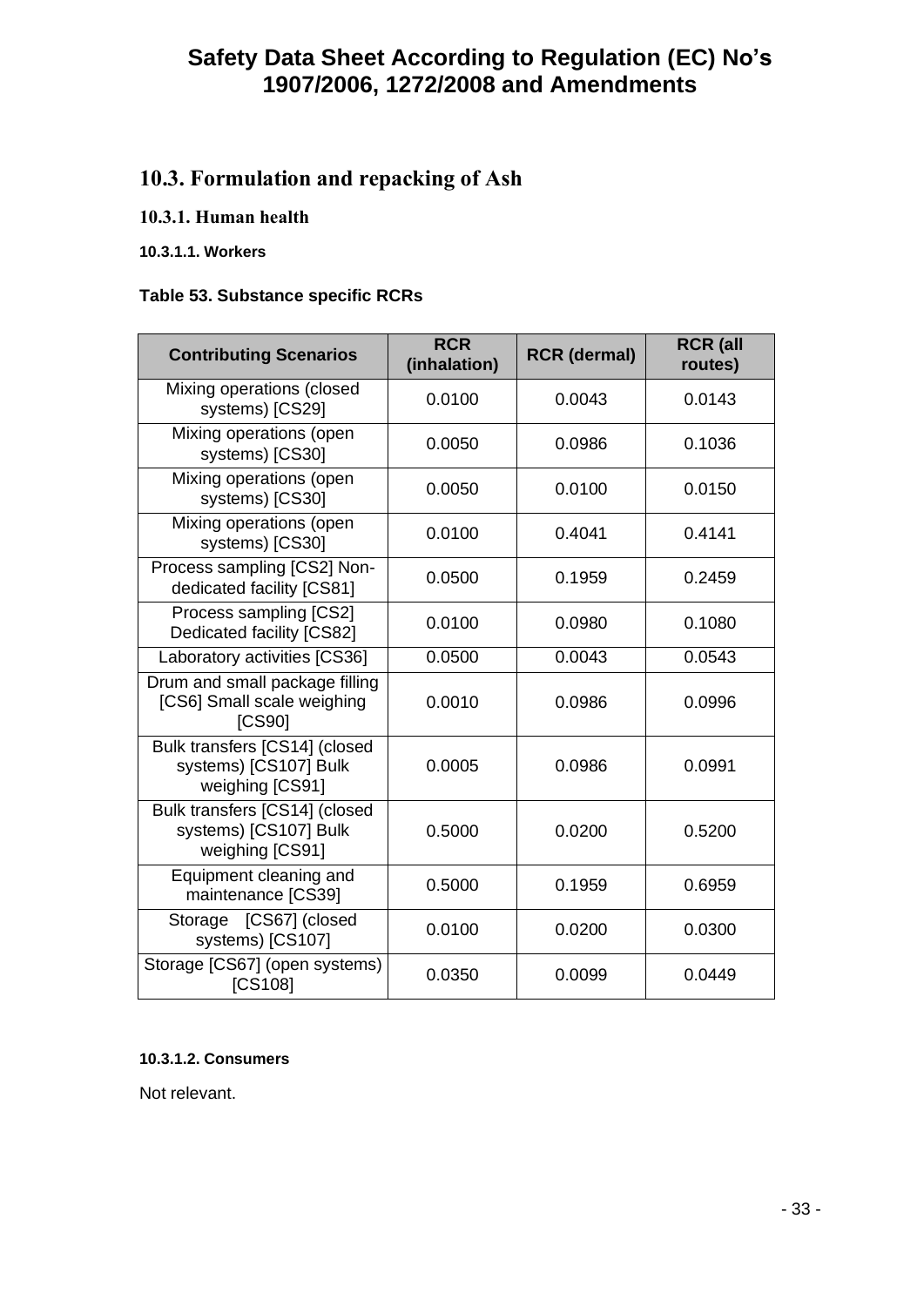## 10.3. Formulation and repacking of Ash

### 10.3.1. Human health

#### 10.3.1.1. Workers

**Table 53. Substance specific RCRs**

| Contributing Scenarios | RCR (inhalation) | RCR (dermal) | RCR (all routes) |
|---|---|---|---|
| Mixing operations (closed systems) [CS29] | 0.0100 | 0.0043 | 0.0143 |
| Mixing operations (open systems) [CS30] | 0.0050 | 0.0986 | 0.1036 |
| Mixing operations (open systems) [CS30] | 0.0050 | 0.0100 | 0.0150 |
| Mixing operations (open systems) [CS30] | 0.0100 | 0.4041 | 0.4141 |
| Process sampling [CS2] Non-dedicated facility [CS81] | 0.0500 | 0.1959 | 0.2459 |
| Process sampling [CS2] Dedicated facility [CS82] | 0.0100 | 0.0980 | 0.1080 |
| Laboratory activities [CS36] | 0.0500 | 0.0043 | 0.0543 |
| Drum and small package filling [CS6] Small scale weighing [CS90] | 0.0010 | 0.0986 | 0.0996 |
| Bulk transfers [CS14] (closed systems) [CS107] Bulk weighing [CS91] | 0.0005 | 0.0986 | 0.0991 |
| Bulk transfers [CS14] (closed systems) [CS107] Bulk weighing [CS91] | 0.5000 | 0.0200 | 0.5200 |
| Equipment cleaning and maintenance [CS39] | 0.5000 | 0.1959 | 0.6959 |
| Storage [CS67] (closed systems) [CS107] | 0.0100 | 0.0200 | 0.0300 |
| Storage [CS67] (open systems) [CS108] | 0.0350 | 0.0099 | 0.0449 |

#### 10.3.1.2. Consumers

Not relevant.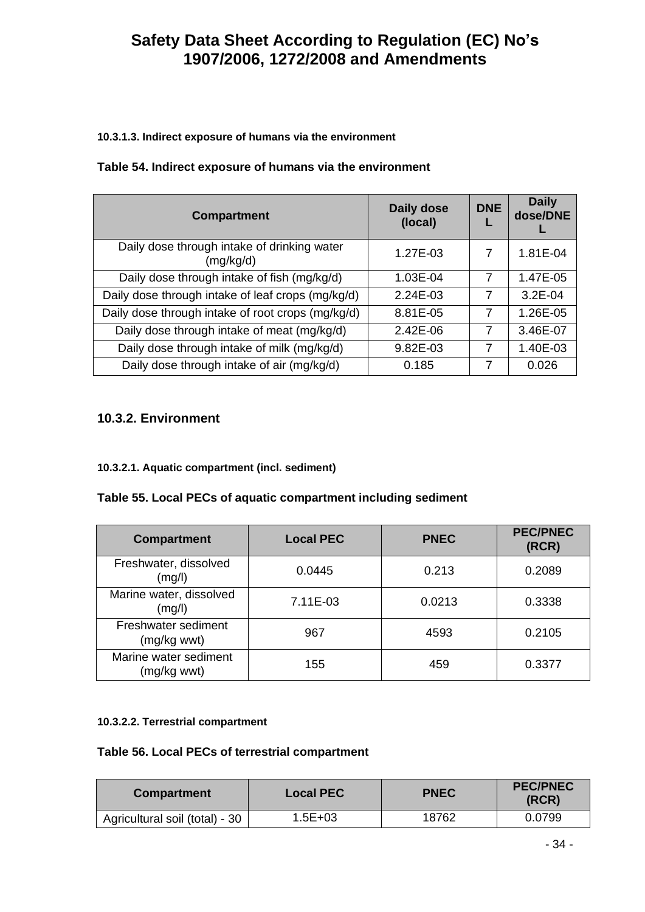#### 10.3.1.3. Indirect exposure of humans via the environment

**Table 54. Indirect exposure of humans via the environment**

| Compartment | Daily dose (local) | DNEL | Daily dose/DNEL |
|---|---|---|---|
| Daily dose through intake of drinking water (mg/kg/d) | 1.27E-03 | 7 | 1.81E-04 |
| Daily dose through intake of fish (mg/kg/d) | 1.03E-04 | 7 | 1.47E-05 |
| Daily dose through intake of leaf crops (mg/kg/d) | 2.24E-03 | 7 | 3.2E-04 |
| Daily dose through intake of root crops (mg/kg/d) | 8.81E-05 | 7 | 1.26E-05 |
| Daily dose through intake of meat (mg/kg/d) | 2.42E-06 | 7 | 3.46E-07 |
| Daily dose through intake of milk (mg/kg/d) | 9.82E-03 | 7 | 1.40E-03 |
| Daily dose through intake of air (mg/kg/d) | 0.185 | 7 | 0.026 |

### 10.3.2. Environment

#### 10.3.2.1. Aquatic compartment (incl. sediment)

**Table 55. Local PECs of aquatic compartment including sediment**

| Compartment | Local PEC | PNEC | PEC/PNEC (RCR) |
|---|---|---|---|
| Freshwater, dissolved (mg/l) | 0.0445 | 0.213 | 0.2089 |
| Marine water, dissolved (mg/l) | 7.11E-03 | 0.0213 | 0.3338 |
| Freshwater sediment (mg/kg wwt) | 967 | 4593 | 0.2105 |
| Marine water sediment (mg/kg wwt) | 155 | 459 | 0.3377 |

#### 10.3.2.2. Terrestrial compartment

**Table 56. Local PECs of terrestrial compartment**

| Compartment | Local PEC | PNEC | PEC/PNEC (RCR) |
|---|---|---|---|
| Agricultural soil (total) - 30 | 1.5E+03 | 18762 | 0.0799 |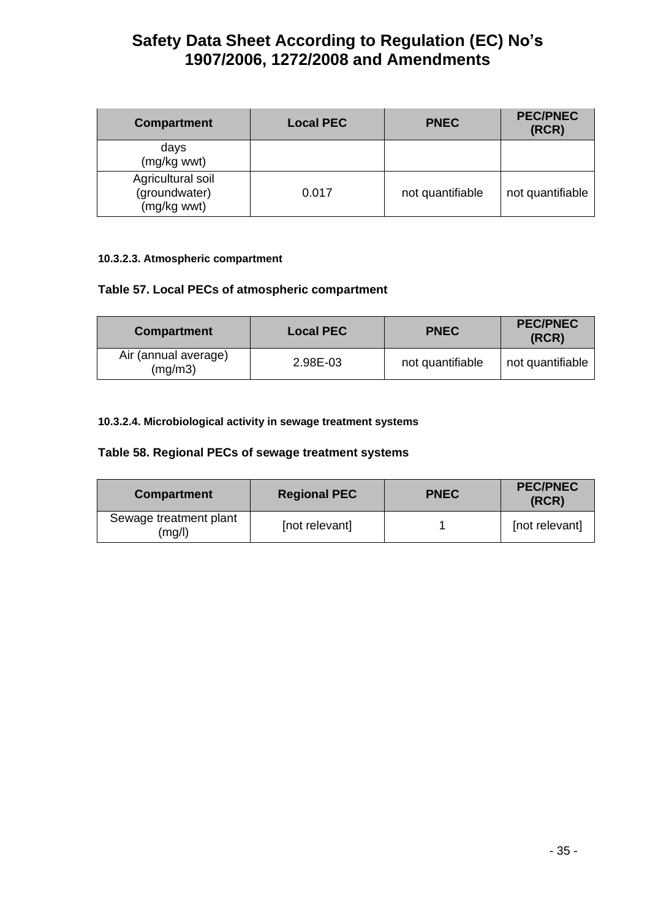| Compartment | Local PEC | PNEC | PEC/PNEC (RCR) |
|---|---|---|---|
| days (mg/kg wwt) | | | |
| Agricultural soil (groundwater) (mg/kg wwt) | 0.017 | not quantifiable | not quantifiable |

#### 10.3.2.3. Atmospheric compartment

**Table 57. Local PECs of atmospheric compartment**

| Compartment | Local PEC | PNEC | PEC/PNEC (RCR) |
|---|---|---|---|
| Air (annual average) (mg/m3) | 2.98E-03 | not quantifiable | not quantifiable |

#### 10.3.2.4. Microbiological activity in sewage treatment systems

**Table 58. Regional PECs of sewage treatment systems**

| Compartment | Regional PEC | PNEC | PEC/PNEC (RCR) |
|---|---|---|---|
| Sewage treatment plant (mg/l) | [not relevant] | 1 | [not relevant] |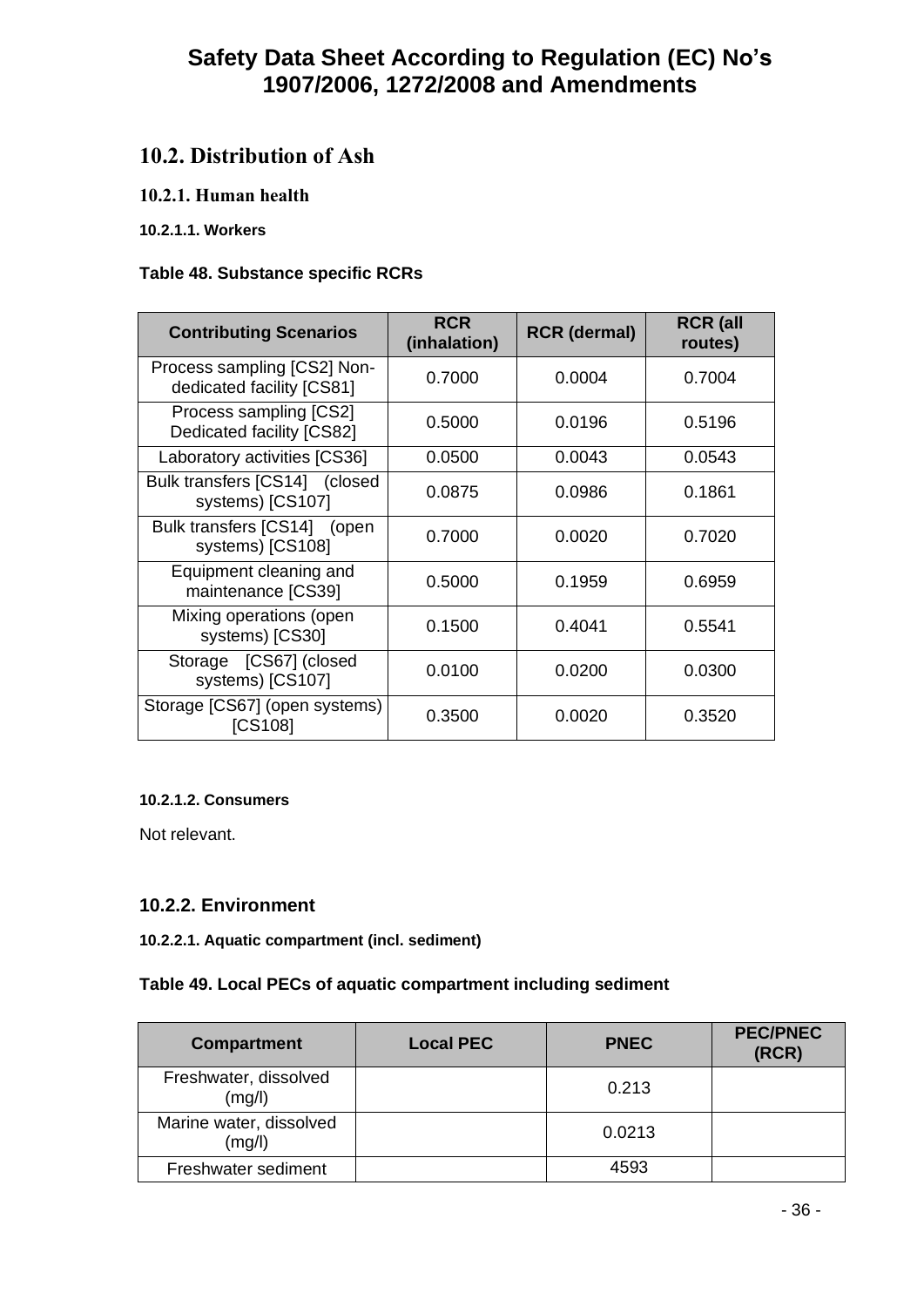## 10.2. Distribution of Ash

### 10.2.1. Human health

#### 10.2.1.1. Workers

**Table 48. Substance specific RCRs**

| Contributing Scenarios | RCR (inhalation) | RCR (dermal) | RCR (all routes) |
| --- | --- | --- | --- |
| Process sampling [CS2] Non-dedicated facility [CS81] | 0.7000 | 0.0004 | 0.7004 |
| Process sampling [CS2] Dedicated facility [CS82] | 0.5000 | 0.0196 | 0.5196 |
| Laboratory activities [CS36] | 0.0500 | 0.0043 | 0.0543 |
| Bulk transfers [CS14] (closed systems) [CS107] | 0.0875 | 0.0986 | 0.1861 |
| Bulk transfers [CS14] (open systems) [CS108] | 0.7000 | 0.0020 | 0.7020 |
| Equipment cleaning and maintenance [CS39] | 0.5000 | 0.1959 | 0.6959 |
| Mixing operations (open systems) [CS30] | 0.1500 | 0.4041 | 0.5541 |
| Storage [CS67] (closed systems) [CS107] | 0.0100 | 0.0200 | 0.0300 |
| Storage [CS67] (open systems) [CS108] | 0.3500 | 0.0020 | 0.3520 |

#### 10.2.1.2. Consumers

Not relevant.

### 10.2.2. Environment

#### 10.2.2.1. Aquatic compartment (incl. sediment)

**Table 49. Local PECs of aquatic compartment including sediment**

| Compartment | Local PEC | PNEC | PEC/PNEC (RCR) |
| --- | --- | --- | --- |
| Freshwater, dissolved (mg/l) | | 0.213 | |
| Marine water, dissolved (mg/l) | | 0.0213 | |
| Freshwater sediment | | 4593 | |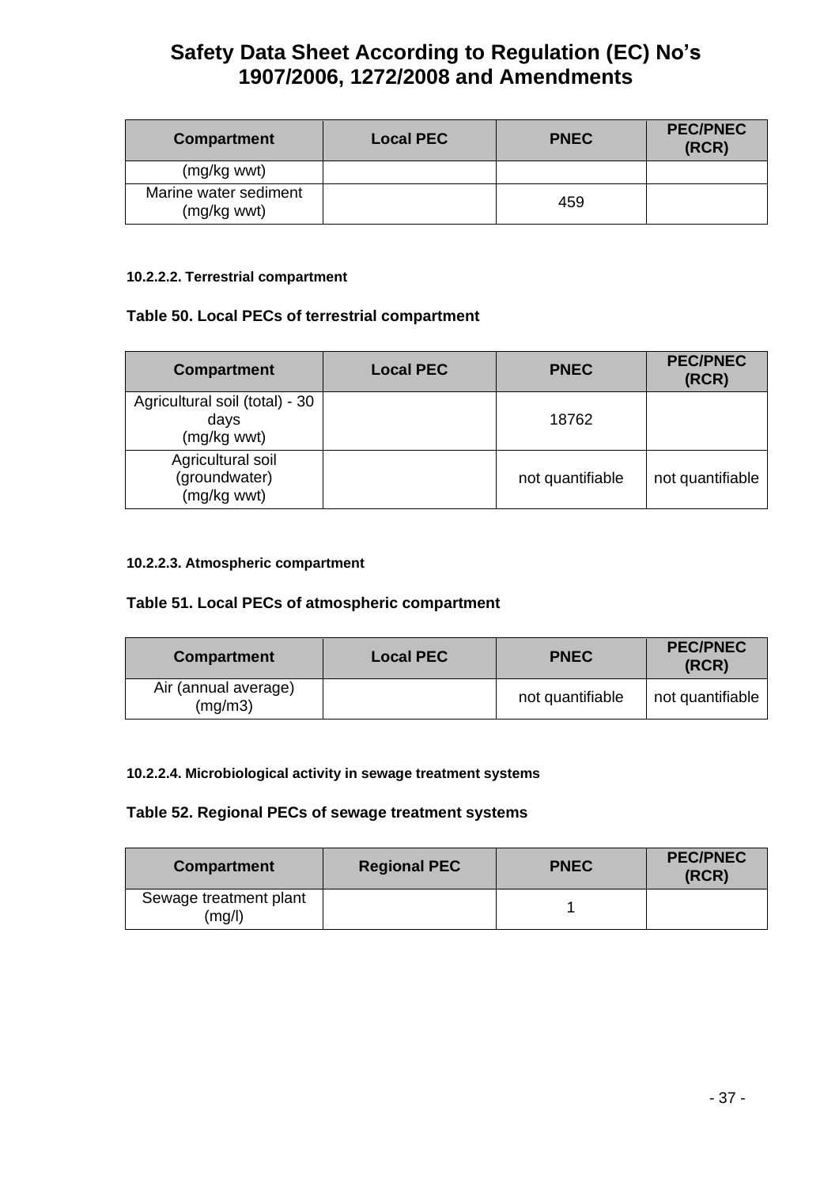| Compartment | Local PEC | PNEC | PEC/PNEC (RCR) |
|---|---|---|---|
| (mg/kg wwt) | | | |
| Marine water sediment (mg/kg wwt) | | 459 | |

#### 10.2.2.2. Terrestrial compartment

**Table 50. Local PECs of terrestrial compartment**

| Compartment | Local PEC | PNEC | PEC/PNEC (RCR) |
|---|---|---|---|
| Agricultural soil (total) - 30 days (mg/kg wwt) | | 18762 | |
| Agricultural soil (groundwater) (mg/kg wwt) | | not quantifiable | not quantifiable |

#### 10.2.2.3. Atmospheric compartment

**Table 51. Local PECs of atmospheric compartment**

| Compartment | Local PEC | PNEC | PEC/PNEC (RCR) |
|---|---|---|---|
| Air (annual average) (mg/m3) | | not quantifiable | not quantifiable |

#### 10.2.2.4. Microbiological activity in sewage treatment systems

**Table 52. Regional PECs of sewage treatment systems**

| Compartment | Regional PEC | PNEC | PEC/PNEC (RCR) |
|---|---|---|---|
| Sewage treatment plant (mg/l) | | 1 | |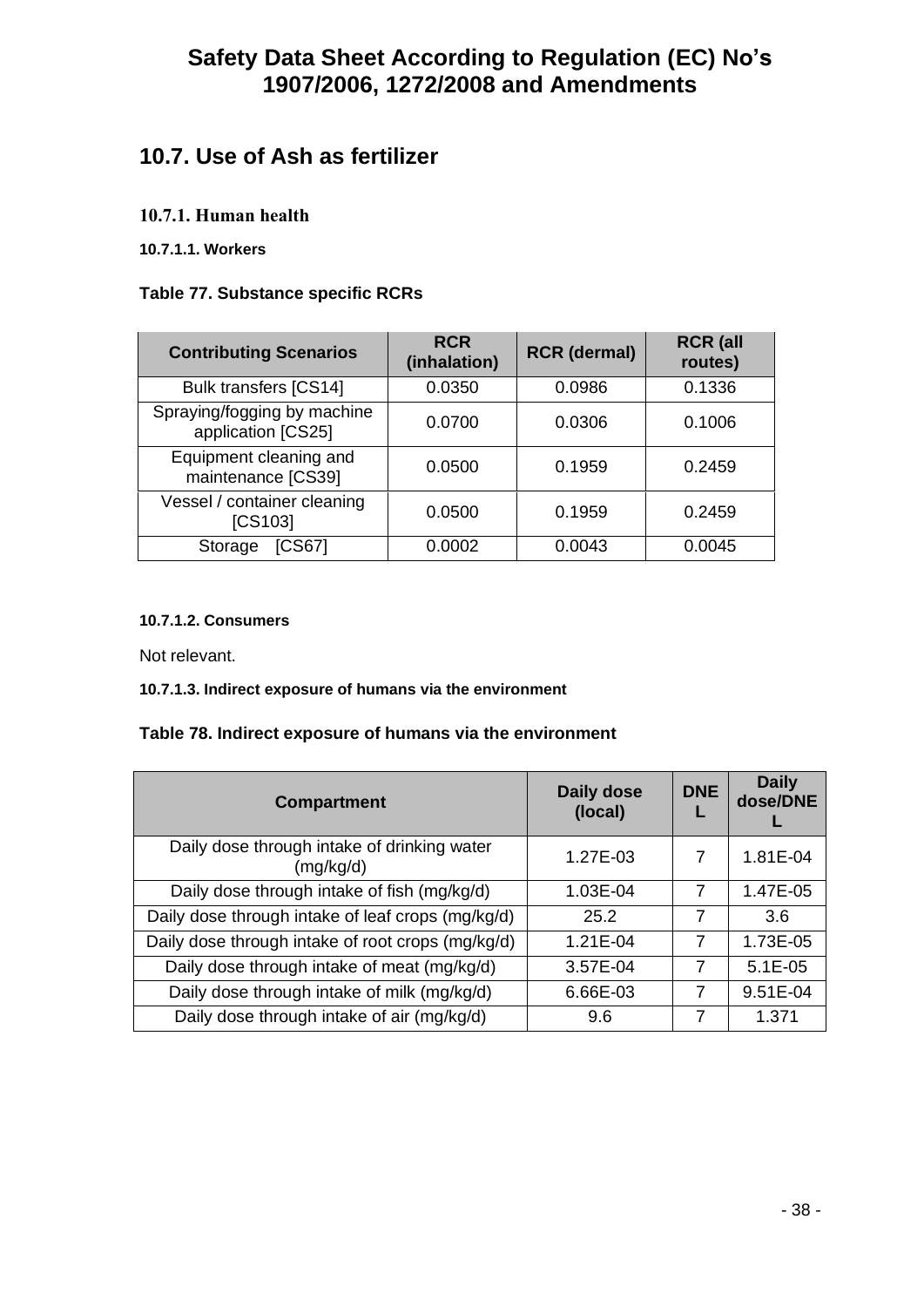## 10.7. Use of Ash as fertilizer

### 10.7.1. Human health

#### 10.7.1.1. Workers

**Table 77. Substance specific RCRs**

| Contributing Scenarios | RCR (inhalation) | RCR (dermal) | RCR (all routes) |
| --- | --- | --- | --- |
| Bulk transfers [CS14] | 0.0350 | 0.0986 | 0.1336 |
| Spraying/fogging by machine application [CS25] | 0.0700 | 0.0306 | 0.1006 |
| Equipment cleaning and maintenance [CS39] | 0.0500 | 0.1959 | 0.2459 |
| Vessel / container cleaning [CS103] | 0.0500 | 0.1959 | 0.2459 |
| Storage [CS67] | 0.0002 | 0.0043 | 0.0045 |

#### 10.7.1.2. Consumers

Not relevant.

#### 10.7.1.3. Indirect exposure of humans via the environment

**Table 78. Indirect exposure of humans via the environment**

| Compartment | Daily dose (local) | DNEL | Daily dose/DNEL |
| --- | --- | --- | --- |
| Daily dose through intake of drinking water (mg/kg/d) | 1.27E-03 | 7 | 1.81E-04 |
| Daily dose through intake of fish (mg/kg/d) | 1.03E-04 | 7 | 1.47E-05 |
| Daily dose through intake of leaf crops (mg/kg/d) | 25.2 | 7 | 3.6 |
| Daily dose through intake of root crops (mg/kg/d) | 1.21E-04 | 7 | 1.73E-05 |
| Daily dose through intake of meat (mg/kg/d) | 3.57E-04 | 7 | 5.1E-05 |
| Daily dose through intake of milk (mg/kg/d) | 6.66E-03 | 7 | 9.51E-04 |
| Daily dose through intake of air (mg/kg/d) | 9.6 | 7 | 1.371 |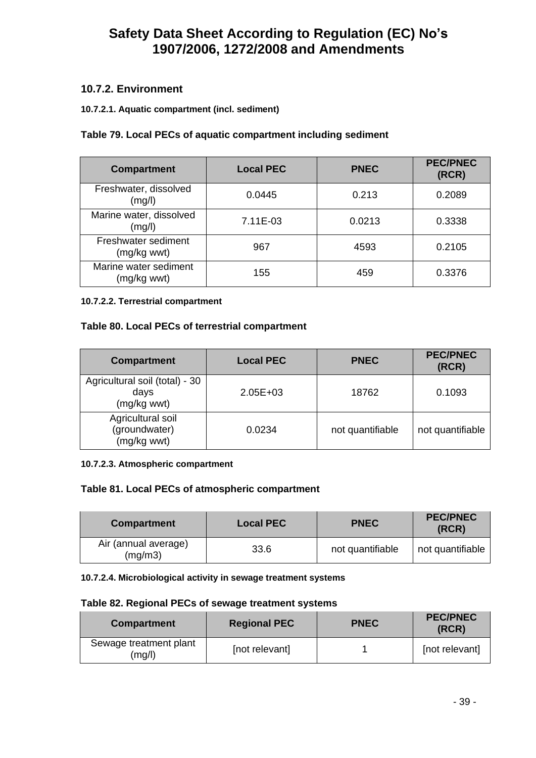### 10.7.2. Environment

#### 10.7.2.1. Aquatic compartment (incl. sediment)

**Table 79. Local PECs of aquatic compartment including sediment**

| Compartment | Local PEC | PNEC | PEC/PNEC (RCR) |
|---|---|---|---|
| Freshwater, dissolved (mg/l) | 0.0445 | 0.213 | 0.2089 |
| Marine water, dissolved (mg/l) | 7.11E-03 | 0.0213 | 0.3338 |
| Freshwater sediment (mg/kg wwt) | 967 | 4593 | 0.2105 |
| Marine water sediment (mg/kg wwt) | 155 | 459 | 0.3376 |

#### 10.7.2.2. Terrestrial compartment

**Table 80. Local PECs of terrestrial compartment**

| Compartment | Local PEC | PNEC | PEC/PNEC (RCR) |
|---|---|---|---|
| Agricultural soil (total) - 30 days (mg/kg wwt) | 2.05E+03 | 18762 | 0.1093 |
| Agricultural soil (groundwater) (mg/kg wwt) | 0.0234 | not quantifiable | not quantifiable |

#### 10.7.2.3. Atmospheric compartment

**Table 81. Local PECs of atmospheric compartment**

| Compartment | Local PEC | PNEC | PEC/PNEC (RCR) |
|---|---|---|---|
| Air (annual average) (mg/m3) | 33.6 | not quantifiable | not quantifiable |

#### 10.7.2.4. Microbiological activity in sewage treatment systems

**Table 82. Regional PECs of sewage treatment systems**

| Compartment | Regional PEC | PNEC | PEC/PNEC (RCR) |
|---|---|---|---|
| Sewage treatment plant (mg/l) | [not relevant] | 1 | [not relevant] |